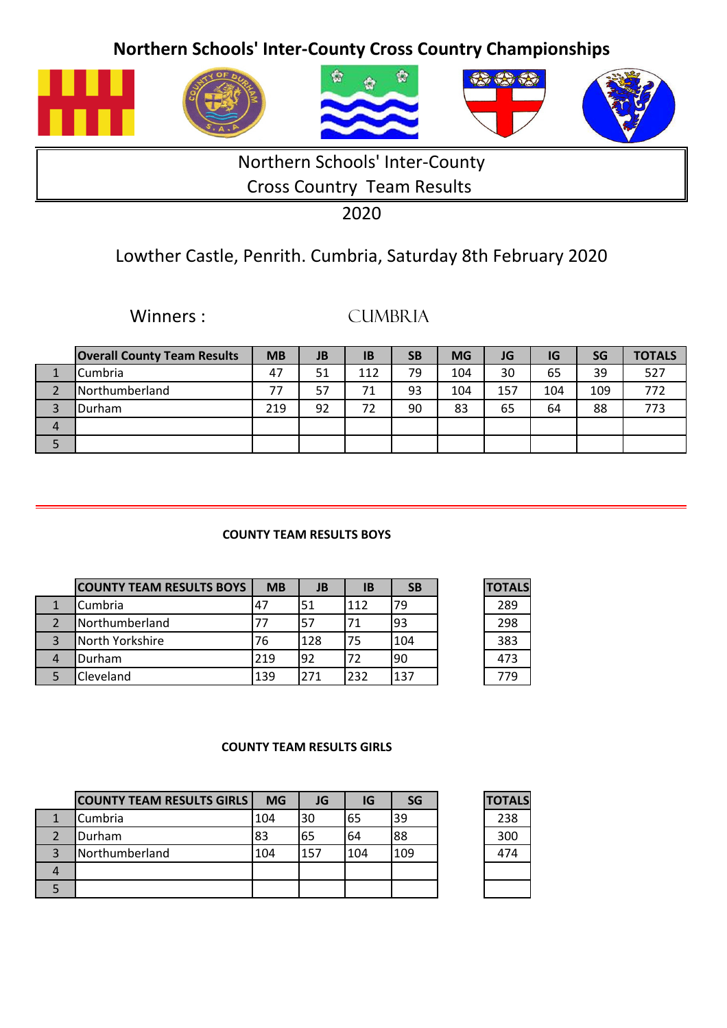# Northern Schools' Inter-County Cross Country Championships

## Northern Schools' Inter-County Cross Country Team Results

2020

Lowther Castle, Penrith. Cumbria, Saturday 8th February 2020

Winners : CUMBRIA

| | Overall County Team Results | MB | JB | IB | SB | MG | JG | IG | SG | TOTALS |
|---|---|---|---|---|---|---|---|---|---|---|
| 1 | Cumbria | 47 | 51 | 112 | 79 | 104 | 30 | 65 | 39 | 527 |
| 2 | Northumberland | 77 | 57 | 71 | 93 | 104 | 157 | 104 | 109 | 772 |
| 3 | Durham | 219 | 92 | 72 | 90 | 83 | 65 | 64 | 88 | 773 |
| 4 | | | | | | | | | | |
| 5 | | | | | | | | | | |

**COUNTY TEAM RESULTS BOYS**

| | COUNTY TEAM RESULTS BOYS | MB | JB | IB | SB | TOTALS |
|---|---|---|---|---|---|---|
| 1 | Cumbria | 47 | 51 | 112 | 79 | 289 |
| 2 | Northumberland | 77 | 57 | 71 | 93 | 298 |
| 3 | North Yorkshire | 76 | 128 | 75 | 104 | 383 |
| 4 | Durham | 219 | 92 | 72 | 90 | 473 |
| 5 | Cleveland | 139 | 271 | 232 | 137 | 779 |

**COUNTY TEAM RESULTS GIRLS**

| | COUNTY TEAM RESULTS GIRLS | MG | JG | IG | SG | TOTALS |
|---|---|---|---|---|---|---|
| 1 | Cumbria | 104 | 30 | 65 | 39 | 238 |
| 2 | Durham | 83 | 65 | 64 | 88 | 300 |
| 3 | Northumberland | 104 | 157 | 104 | 109 | 474 |
| 4 | | | | | | |
| 5 | | | | | | |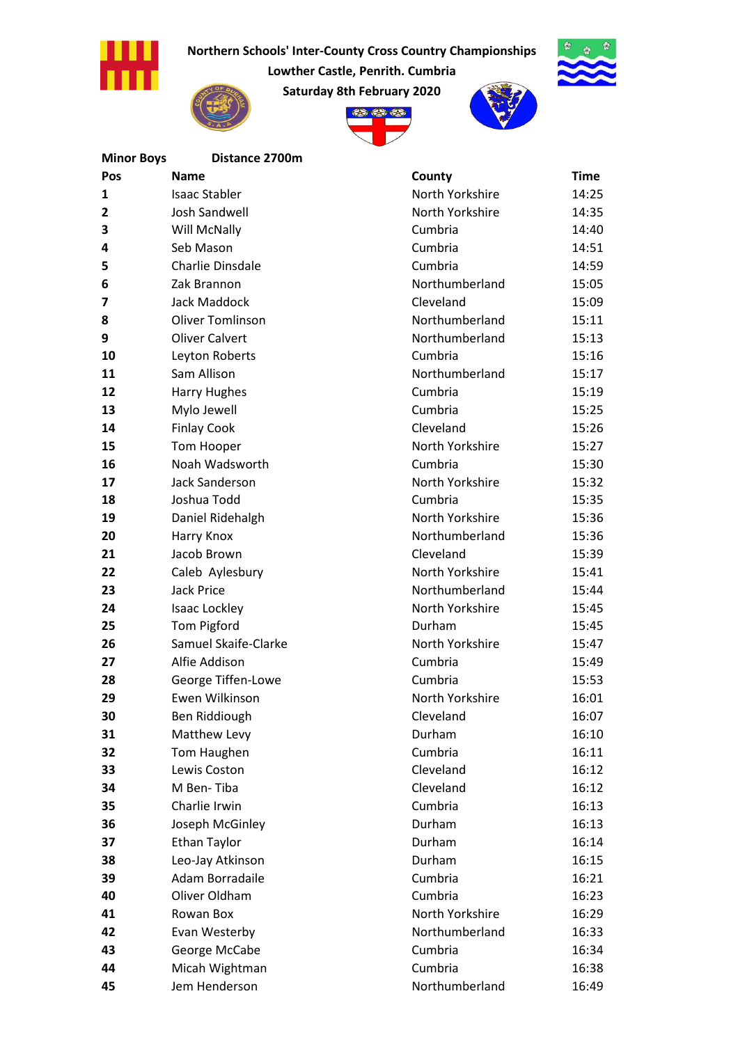**Northern Schools' Inter-County Cross Country Championships**

**Lowther Castle, Penrith. Cumbria**

**Saturday 8th February 2020**

**Minor Boys** **Distance 2700m**

| Pos | Name | County | Time |
|---|---|---|---|
| 1 | Isaac Stabler | North Yorkshire | 14:25 |
| 2 | Josh Sandwell | North Yorkshire | 14:35 |
| 3 | Will McNally | Cumbria | 14:40 |
| 4 | Seb Mason | Cumbria | 14:51 |
| 5 | Charlie Dinsdale | Cumbria | 14:59 |
| 6 | Zak Brannon | Northumberland | 15:05 |
| 7 | Jack Maddock | Cleveland | 15:09 |
| 8 | Oliver Tomlinson | Northumberland | 15:11 |
| 9 | Oliver Calvert | Northumberland | 15:13 |
| 10 | Leyton Roberts | Cumbria | 15:16 |
| 11 | Sam Allison | Northumberland | 15:17 |
| 12 | Harry Hughes | Cumbria | 15:19 |
| 13 | Mylo Jewell | Cumbria | 15:25 |
| 14 | Finlay Cook | Cleveland | 15:26 |
| 15 | Tom Hooper | North Yorkshire | 15:27 |
| 16 | Noah Wadsworth | Cumbria | 15:30 |
| 17 | Jack Sanderson | North Yorkshire | 15:32 |
| 18 | Joshua Todd | Cumbria | 15:35 |
| 19 | Daniel Ridehalgh | North Yorkshire | 15:36 |
| 20 | Harry Knox | Northumberland | 15:36 |
| 21 | Jacob Brown | Cleveland | 15:39 |
| 22 | Caleb  Aylesbury | North Yorkshire | 15:41 |
| 23 | Jack Price | Northumberland | 15:44 |
| 24 | Isaac Lockley | North Yorkshire | 15:45 |
| 25 | Tom Pigford | Durham | 15:45 |
| 26 | Samuel Skaife-Clarke | North Yorkshire | 15:47 |
| 27 | Alfie Addison | Cumbria | 15:49 |
| 28 | George Tiffen-Lowe | Cumbria | 15:53 |
| 29 | Ewen Wilkinson | North Yorkshire | 16:01 |
| 30 | Ben Riddiough | Cleveland | 16:07 |
| 31 | Matthew Levy | Durham | 16:10 |
| 32 | Tom Haughen | Cumbria | 16:11 |
| 33 | Lewis Coston | Cleveland | 16:12 |
| 34 | M Ben- Tiba | Cleveland | 16:12 |
| 35 | Charlie Irwin | Cumbria | 16:13 |
| 36 | Joseph McGinley | Durham | 16:13 |
| 37 | Ethan Taylor | Durham | 16:14 |
| 38 | Leo-Jay Atkinson | Durham | 16:15 |
| 39 | Adam Borradaile | Cumbria | 16:21 |
| 40 | Oliver Oldham | Cumbria | 16:23 |
| 41 | Rowan Box | North Yorkshire | 16:29 |
| 42 | Evan Westerby | Northumberland | 16:33 |
| 43 | George McCabe | Cumbria | 16:34 |
| 44 | Micah Wightman | Cumbria | 16:38 |
| 45 | Jem Henderson | Northumberland | 16:49 |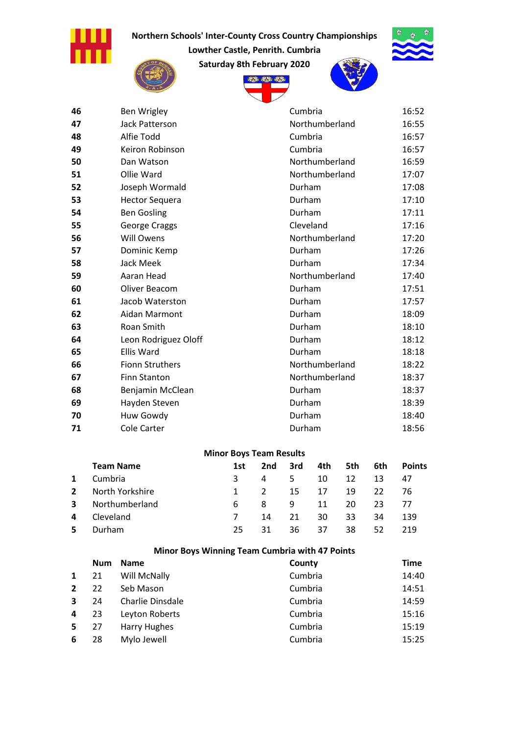**Northern Schools' Inter-County Cross Country Championships**

**Lowther Castle, Penrith. Cumbria**

**Saturday 8th February 2020**

| | | | |
|---|---|---|---|
| **46** | Ben Wrigley | Cumbria | 16:52 |
| **47** | Jack Patterson | Northumberland | 16:55 |
| **48** | Alfie Todd | Cumbria | 16:57 |
| **49** | Keiron Robinson | Cumbria | 16:57 |
| **50** | Dan Watson | Northumberland | 16:59 |
| **51** | Ollie Ward | Northumberland | 17:07 |
| **52** | Joseph Wormald | Durham | 17:08 |
| **53** | Hector Sequera | Durham | 17:10 |
| **54** | Ben Gosling | Durham | 17:11 |
| **55** | George Craggs | Cleveland | 17:16 |
| **56** | Will Owens | Northumberland | 17:20 |
| **57** | Dominic Kemp | Durham | 17:26 |
| **58** | Jack Meek | Durham | 17:34 |
| **59** | Aaran Head | Northumberland | 17:40 |
| **60** | Oliver Beacom | Durham | 17:51 |
| **61** | Jacob Waterston | Durham | 17:57 |
| **62** | Aidan Marmont | Durham | 18:09 |
| **63** | Roan Smith | Durham | 18:10 |
| **64** | Leon Rodriguez Oloff | Durham | 18:12 |
| **65** | Ellis Ward | Durham | 18:18 |
| **66** | Fionn Struthers | Northumberland | 18:22 |
| **67** | Finn Stanton | Northumberland | 18:37 |
| **68** | Benjamin McClean | Durham | 18:37 |
| **69** | Hayden Steven | Durham | 18:39 |
| **70** | Huw Gowdy | Durham | 18:40 |
| **71** | Cole Carter | Durham | 18:56 |

**Minor Boys Team Results**

| | Team Name | 1st | 2nd | 3rd | 4th | 5th | 6th | Points |
|---|---|---|---|---|---|---|---|---|
| 1 | Cumbria | 3 | 4 | 5 | 10 | 12 | 13 | 47 |
| 2 | North Yorkshire | 1 | 2 | 15 | 17 | 19 | 22 | 76 |
| 3 | Northumberland | 6 | 8 | 9 | 11 | 20 | 23 | 77 |
| 4 | Cleveland | 7 | 14 | 21 | 30 | 33 | 34 | 139 |
| 5 | Durham | 25 | 31 | 36 | 37 | 38 | 52 | 219 |

**Minor Boys Winning Team Cumbria with 47 Points**

| | Num | Name | County | Time |
|---|---|---|---|---|
| 1 | 21 | Will McNally | Cumbria | 14:40 |
| 2 | 22 | Seb Mason | Cumbria | 14:51 |
| 3 | 24 | Charlie Dinsdale | Cumbria | 14:59 |
| 4 | 23 | Leyton Roberts | Cumbria | 15:16 |
| 5 | 27 | Harry Hughes | Cumbria | 15:19 |
| 6 | 28 | Mylo Jewell | Cumbria | 15:25 |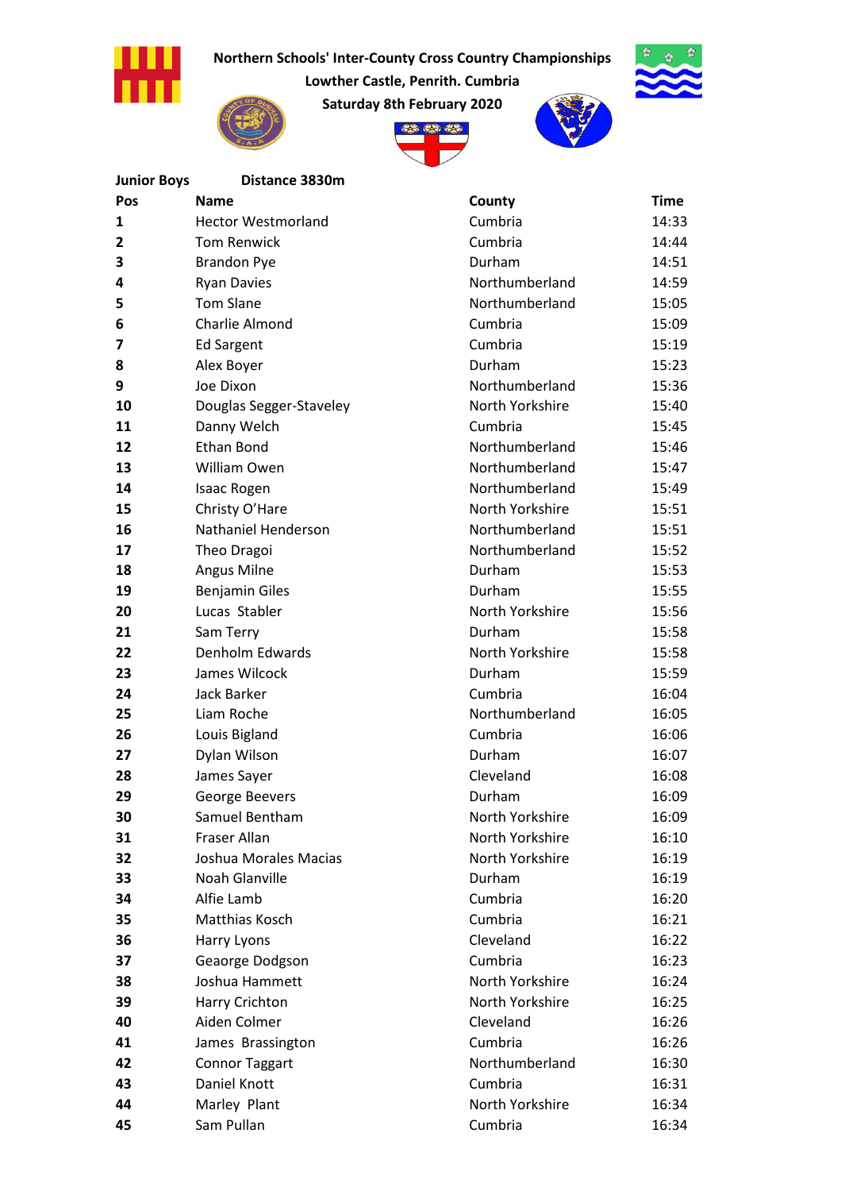**Northern Schools' Inter-County Cross Country Championships**

**Lowther Castle, Penrith. Cumbria**

**Saturday 8th February 2020**

**Junior Boys** **Distance 3830m**

| Pos | Name | County | Time |
|---|---|---|---|
| 1 | Hector Westmorland | Cumbria | 14:33 |
| 2 | Tom Renwick | Cumbria | 14:44 |
| 3 | Brandon Pye | Durham | 14:51 |
| 4 | Ryan Davies | Northumberland | 14:59 |
| 5 | Tom Slane | Northumberland | 15:05 |
| 6 | Charlie Almond | Cumbria | 15:09 |
| 7 | Ed Sargent | Cumbria | 15:19 |
| 8 | Alex Boyer | Durham | 15:23 |
| 9 | Joe Dixon | Northumberland | 15:36 |
| 10 | Douglas Segger-Staveley | North Yorkshire | 15:40 |
| 11 | Danny Welch | Cumbria | 15:45 |
| 12 | Ethan Bond | Northumberland | 15:46 |
| 13 | William Owen | Northumberland | 15:47 |
| 14 | Isaac Rogen | Northumberland | 15:49 |
| 15 | Christy O'Hare | North Yorkshire | 15:51 |
| 16 | Nathaniel Henderson | Northumberland | 15:51 |
| 17 | Theo Dragoi | Northumberland | 15:52 |
| 18 | Angus Milne | Durham | 15:53 |
| 19 | Benjamin Giles | Durham | 15:55 |
| 20 | Lucas Stabler | North Yorkshire | 15:56 |
| 21 | Sam Terry | Durham | 15:58 |
| 22 | Denholm Edwards | North Yorkshire | 15:58 |
| 23 | James Wilcock | Durham | 15:59 |
| 24 | Jack Barker | Cumbria | 16:04 |
| 25 | Liam Roche | Northumberland | 16:05 |
| 26 | Louis Bigland | Cumbria | 16:06 |
| 27 | Dylan Wilson | Durham | 16:07 |
| 28 | James Sayer | Cleveland | 16:08 |
| 29 | George Beevers | Durham | 16:09 |
| 30 | Samuel Bentham | North Yorkshire | 16:09 |
| 31 | Fraser Allan | North Yorkshire | 16:10 |
| 32 | Joshua Morales Macias | North Yorkshire | 16:19 |
| 33 | Noah Glanville | Durham | 16:19 |
| 34 | Alfie Lamb | Cumbria | 16:20 |
| 35 | Matthias Kosch | Cumbria | 16:21 |
| 36 | Harry Lyons | Cleveland | 16:22 |
| 37 | Geaorge Dodgson | Cumbria | 16:23 |
| 38 | Joshua Hammett | North Yorkshire | 16:24 |
| 39 | Harry Crichton | North Yorkshire | 16:25 |
| 40 | Aiden Colmer | Cleveland | 16:26 |
| 41 | James Brassington | Cumbria | 16:26 |
| 42 | Connor Taggart | Northumberland | 16:30 |
| 43 | Daniel Knott | Cumbria | 16:31 |
| 44 | Marley Plant | North Yorkshire | 16:34 |
| 45 | Sam Pullan | Cumbria | 16:34 |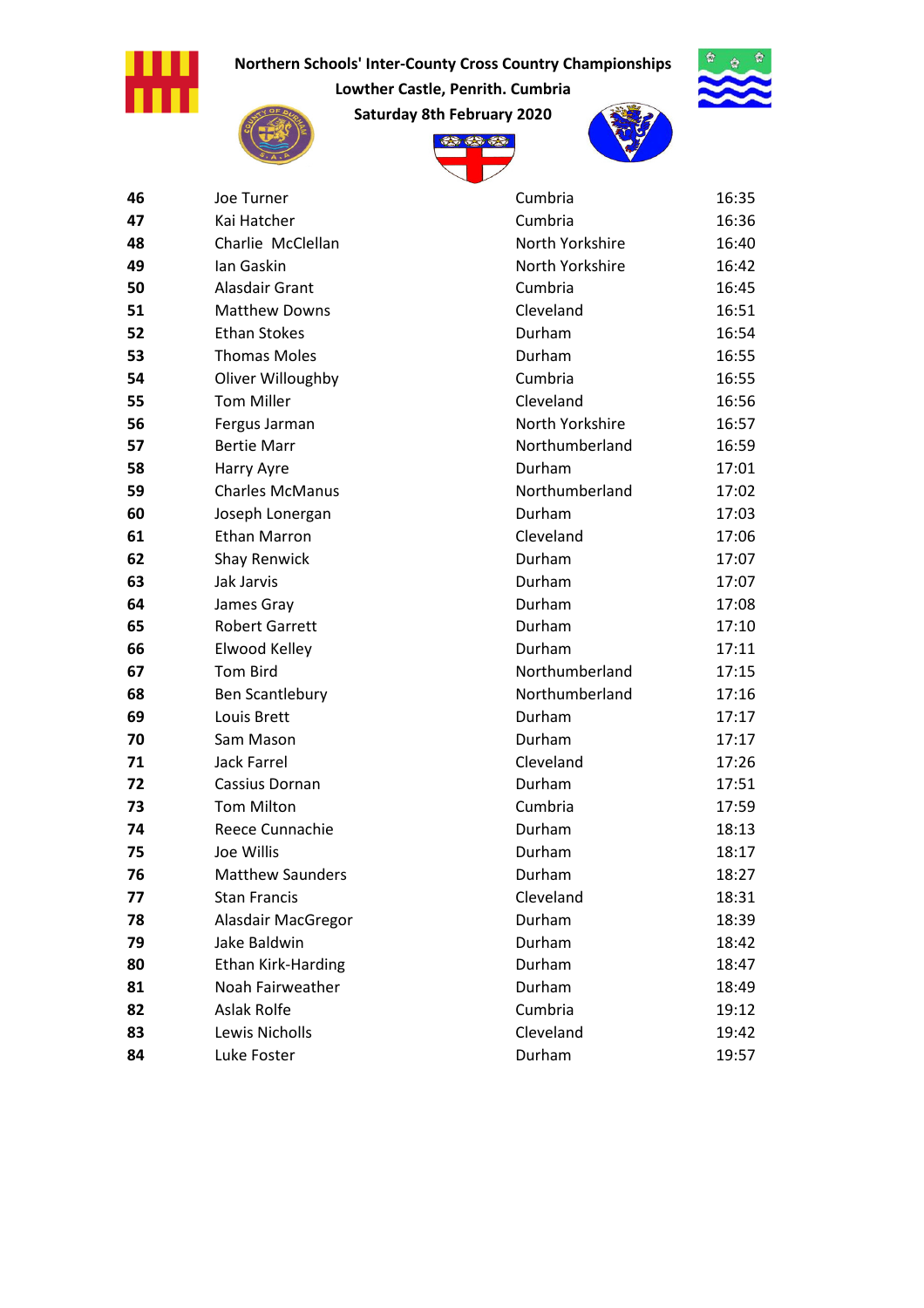**Northern Schools' Inter-County Cross Country Championships**

**Lowther Castle, Penrith. Cumbria**

**Saturday 8th February 2020**

| | | | |
|---|---|---|---|
| **46** | Joe Turner | Cumbria | 16:35 |
| **47** | Kai Hatcher | Cumbria | 16:36 |
| **48** | Charlie McClellan | North Yorkshire | 16:40 |
| **49** | Ian Gaskin | North Yorkshire | 16:42 |
| **50** | Alasdair Grant | Cumbria | 16:45 |
| **51** | Matthew Downs | Cleveland | 16:51 |
| **52** | Ethan Stokes | Durham | 16:54 |
| **53** | Thomas Moles | Durham | 16:55 |
| **54** | Oliver Willoughby | Cumbria | 16:55 |
| **55** | Tom Miller | Cleveland | 16:56 |
| **56** | Fergus Jarman | North Yorkshire | 16:57 |
| **57** | Bertie Marr | Northumberland | 16:59 |
| **58** | Harry Ayre | Durham | 17:01 |
| **59** | Charles McManus | Northumberland | 17:02 |
| **60** | Joseph Lonergan | Durham | 17:03 |
| **61** | Ethan Marron | Cleveland | 17:06 |
| **62** | Shay Renwick | Durham | 17:07 |
| **63** | Jak Jarvis | Durham | 17:07 |
| **64** | James Gray | Durham | 17:08 |
| **65** | Robert Garrett | Durham | 17:10 |
| **66** | Elwood Kelley | Durham | 17:11 |
| **67** | Tom Bird | Northumberland | 17:15 |
| **68** | Ben Scantlebury | Northumberland | 17:16 |
| **69** | Louis Brett | Durham | 17:17 |
| **70** | Sam Mason | Durham | 17:17 |
| **71** | Jack Farrel | Cleveland | 17:26 |
| **72** | Cassius Dornan | Durham | 17:51 |
| **73** | Tom Milton | Cumbria | 17:59 |
| **74** | Reece Cunnachie | Durham | 18:13 |
| **75** | Joe Willis | Durham | 18:17 |
| **76** | Matthew Saunders | Durham | 18:27 |
| **77** | Stan Francis | Cleveland | 18:31 |
| **78** | Alasdair MacGregor | Durham | 18:39 |
| **79** | Jake Baldwin | Durham | 18:42 |
| **80** | Ethan Kirk-Harding | Durham | 18:47 |
| **81** | Noah Fairweather | Durham | 18:49 |
| **82** | Aslak Rolfe | Cumbria | 19:12 |
| **83** | Lewis Nicholls | Cleveland | 19:42 |
| **84** | Luke Foster | Durham | 19:57 |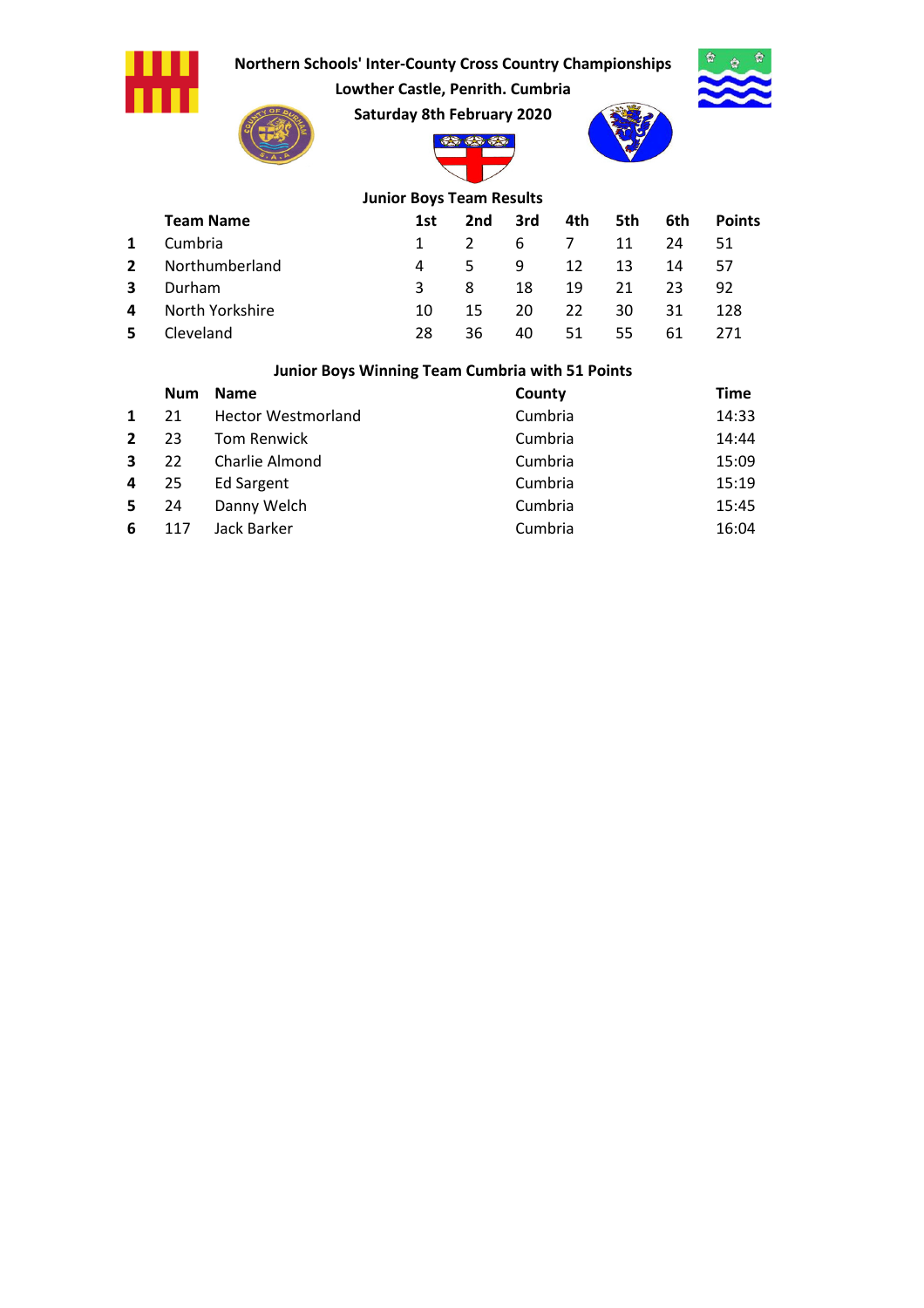**Northern Schools' Inter-County Cross Country Championships**

**Lowther Castle, Penrith. Cumbria**

**Saturday 8th February 2020**

**Junior Boys Team Results**

| | Team Name | 1st | 2nd | 3rd | 4th | 5th | 6th | Points |
|---|---|---|---|---|---|---|---|---|
| 1 | Cumbria | 1 | 2 | 6 | 7 | 11 | 24 | 51 |
| 2 | Northumberland | 4 | 5 | 9 | 12 | 13 | 14 | 57 |
| 3 | Durham | 3 | 8 | 18 | 19 | 21 | 23 | 92 |
| 4 | North Yorkshire | 10 | 15 | 20 | 22 | 30 | 31 | 128 |
| 5 | Cleveland | 28 | 36 | 40 | 51 | 55 | 61 | 271 |

**Junior Boys Winning Team Cumbria with 51 Points**

| | Num | Name | County | Time |
|---|---|---|---|---|
| 1 | 21 | Hector Westmorland | Cumbria | 14:33 |
| 2 | 23 | Tom Renwick | Cumbria | 14:44 |
| 3 | 22 | Charlie Almond | Cumbria | 15:09 |
| 4 | 25 | Ed Sargent | Cumbria | 15:19 |
| 5 | 24 | Danny Welch | Cumbria | 15:45 |
| 6 | 117 | Jack Barker | Cumbria | 16:04 |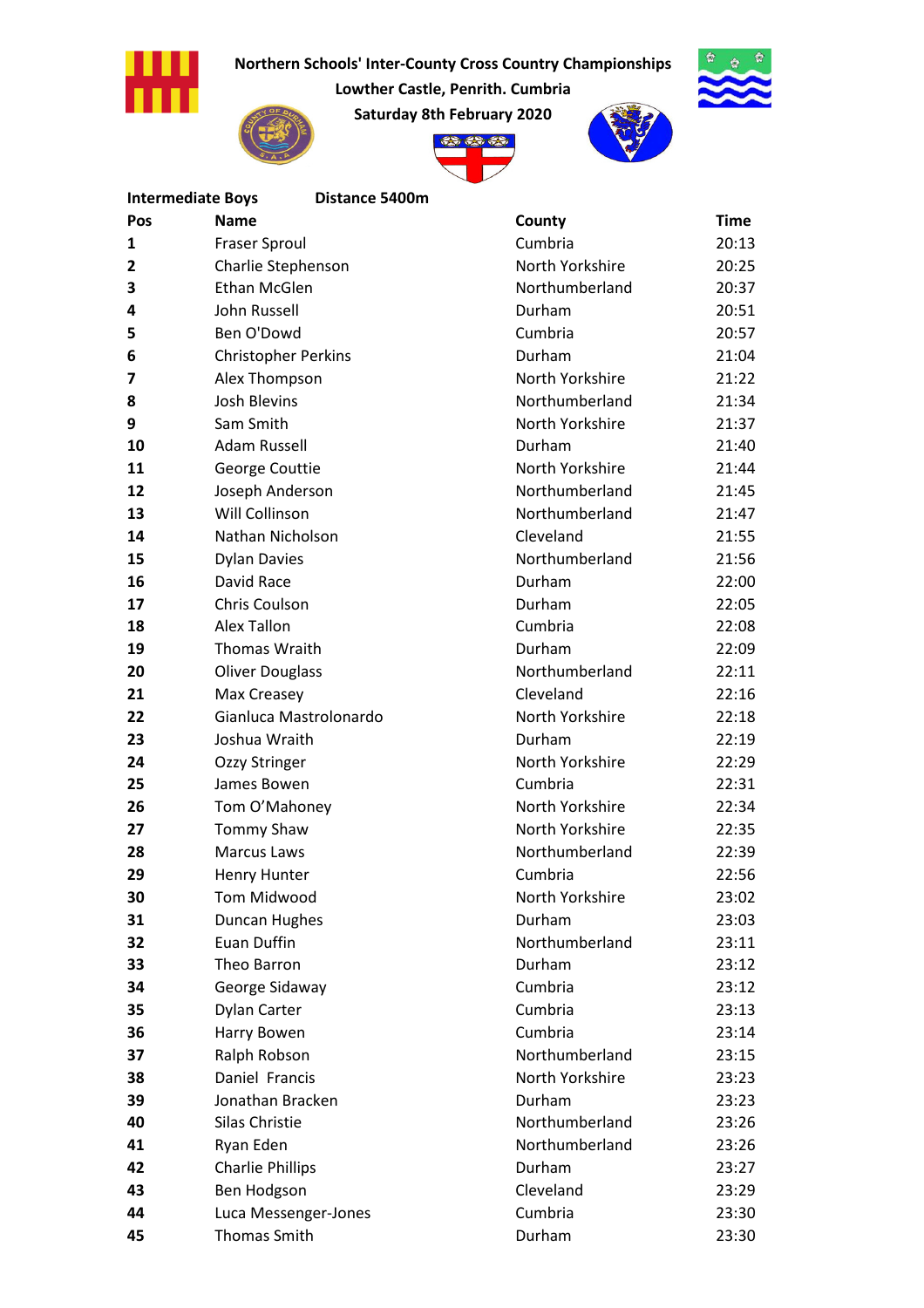**Northern Schools' Inter-County Cross Country Championships**
**Lowther Castle, Penrith. Cumbria**
**Saturday 8th February 2020**

**Intermediate Boys** **Distance 5400m**

| Pos | Name | County | Time |
|---|---|---|---|
| 1 | Fraser Sproul | Cumbria | 20:13 |
| 2 | Charlie Stephenson | North Yorkshire | 20:25 |
| 3 | Ethan McGlen | Northumberland | 20:37 |
| 4 | John Russell | Durham | 20:51 |
| 5 | Ben O'Dowd | Cumbria | 20:57 |
| 6 | Christopher Perkins | Durham | 21:04 |
| 7 | Alex Thompson | North Yorkshire | 21:22 |
| 8 | Josh Blevins | Northumberland | 21:34 |
| 9 | Sam Smith | North Yorkshire | 21:37 |
| 10 | Adam Russell | Durham | 21:40 |
| 11 | George Couttie | North Yorkshire | 21:44 |
| 12 | Joseph Anderson | Northumberland | 21:45 |
| 13 | Will Collinson | Northumberland | 21:47 |
| 14 | Nathan Nicholson | Cleveland | 21:55 |
| 15 | Dylan Davies | Northumberland | 21:56 |
| 16 | David Race | Durham | 22:00 |
| 17 | Chris Coulson | Durham | 22:05 |
| 18 | Alex Tallon | Cumbria | 22:08 |
| 19 | Thomas Wraith | Durham | 22:09 |
| 20 | Oliver Douglass | Northumberland | 22:11 |
| 21 | Max Creasey | Cleveland | 22:16 |
| 22 | Gianluca Mastrolonardo | North Yorkshire | 22:18 |
| 23 | Joshua Wraith | Durham | 22:19 |
| 24 | Ozzy Stringer | North Yorkshire | 22:29 |
| 25 | James Bowen | Cumbria | 22:31 |
| 26 | Tom O'Mahoney | North Yorkshire | 22:34 |
| 27 | Tommy Shaw | North Yorkshire | 22:35 |
| 28 | Marcus Laws | Northumberland | 22:39 |
| 29 | Henry Hunter | Cumbria | 22:56 |
| 30 | Tom Midwood | North Yorkshire | 23:02 |
| 31 | Duncan Hughes | Durham | 23:03 |
| 32 | Euan Duffin | Northumberland | 23:11 |
| 33 | Theo Barron | Durham | 23:12 |
| 34 | George Sidaway | Cumbria | 23:12 |
| 35 | Dylan Carter | Cumbria | 23:13 |
| 36 | Harry Bowen | Cumbria | 23:14 |
| 37 | Ralph Robson | Northumberland | 23:15 |
| 38 | Daniel Francis | North Yorkshire | 23:23 |
| 39 | Jonathan Bracken | Durham | 23:23 |
| 40 | Silas Christie | Northumberland | 23:26 |
| 41 | Ryan Eden | Northumberland | 23:26 |
| 42 | Charlie Phillips | Durham | 23:27 |
| 43 | Ben Hodgson | Cleveland | 23:29 |
| 44 | Luca Messenger-Jones | Cumbria | 23:30 |
| 45 | Thomas Smith | Durham | 23:30 |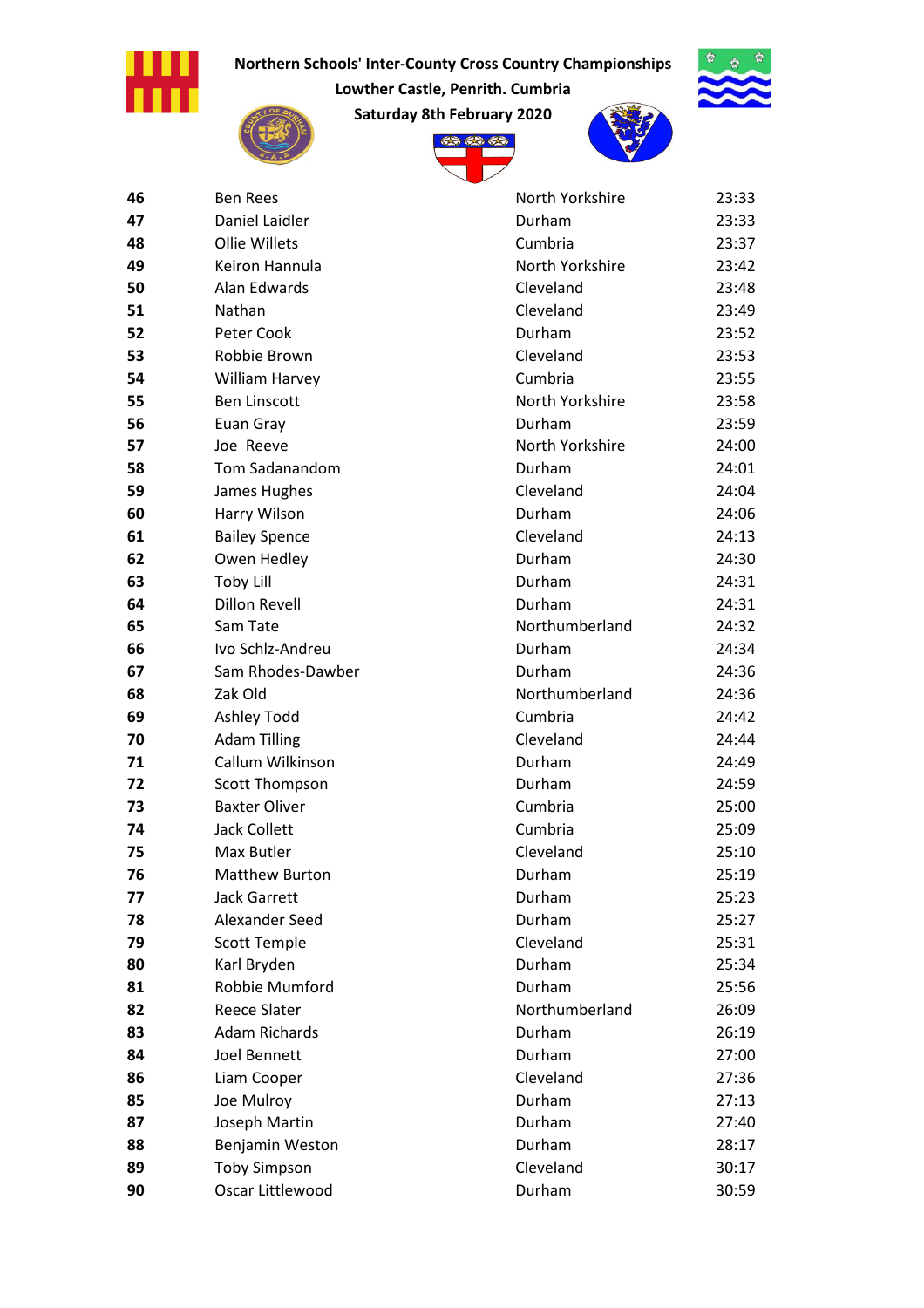**Northern Schools' Inter-County Cross Country Championships**

**Lowther Castle, Penrith. Cumbria**

**Saturday 8th February 2020**

| | | | |
|---|---|---|---|
| **46** | Ben Rees | North Yorkshire | 23:33 |
| **47** | Daniel Laidler | Durham | 23:33 |
| **48** | Ollie Willets | Cumbria | 23:37 |
| **49** | Keiron Hannula | North Yorkshire | 23:42 |
| **50** | Alan Edwards | Cleveland | 23:48 |
| **51** | Nathan | Cleveland | 23:49 |
| **52** | Peter Cook | Durham | 23:52 |
| **53** | Robbie Brown | Cleveland | 23:53 |
| **54** | William Harvey | Cumbria | 23:55 |
| **55** | Ben Linscott | North Yorkshire | 23:58 |
| **56** | Euan Gray | Durham | 23:59 |
| **57** | Joe Reeve | North Yorkshire | 24:00 |
| **58** | Tom Sadanandom | Durham | 24:01 |
| **59** | James Hughes | Cleveland | 24:04 |
| **60** | Harry Wilson | Durham | 24:06 |
| **61** | Bailey Spence | Cleveland | 24:13 |
| **62** | Owen Hedley | Durham | 24:30 |
| **63** | Toby Lill | Durham | 24:31 |
| **64** | Dillon Revell | Durham | 24:31 |
| **65** | Sam Tate | Northumberland | 24:32 |
| **66** | Ivo Schlz-Andreu | Durham | 24:34 |
| **67** | Sam Rhodes-Dawber | Durham | 24:36 |
| **68** | Zak Old | Northumberland | 24:36 |
| **69** | Ashley Todd | Cumbria | 24:42 |
| **70** | Adam Tilling | Cleveland | 24:44 |
| **71** | Callum Wilkinson | Durham | 24:49 |
| **72** | Scott Thompson | Durham | 24:59 |
| **73** | Baxter Oliver | Cumbria | 25:00 |
| **74** | Jack Collett | Cumbria | 25:09 |
| **75** | Max Butler | Cleveland | 25:10 |
| **76** | Matthew Burton | Durham | 25:19 |
| **77** | Jack Garrett | Durham | 25:23 |
| **78** | Alexander Seed | Durham | 25:27 |
| **79** | Scott Temple | Cleveland | 25:31 |
| **80** | Karl Bryden | Durham | 25:34 |
| **81** | Robbie Mumford | Durham | 25:56 |
| **82** | Reece Slater | Northumberland | 26:09 |
| **83** | Adam Richards | Durham | 26:19 |
| **84** | Joel Bennett | Durham | 27:00 |
| **86** | Liam Cooper | Cleveland | 27:36 |
| **85** | Joe Mulroy | Durham | 27:13 |
| **87** | Joseph Martin | Durham | 27:40 |
| **88** | Benjamin Weston | Durham | 28:17 |
| **89** | Toby Simpson | Cleveland | 30:17 |
| **90** | Oscar Littlewood | Durham | 30:59 |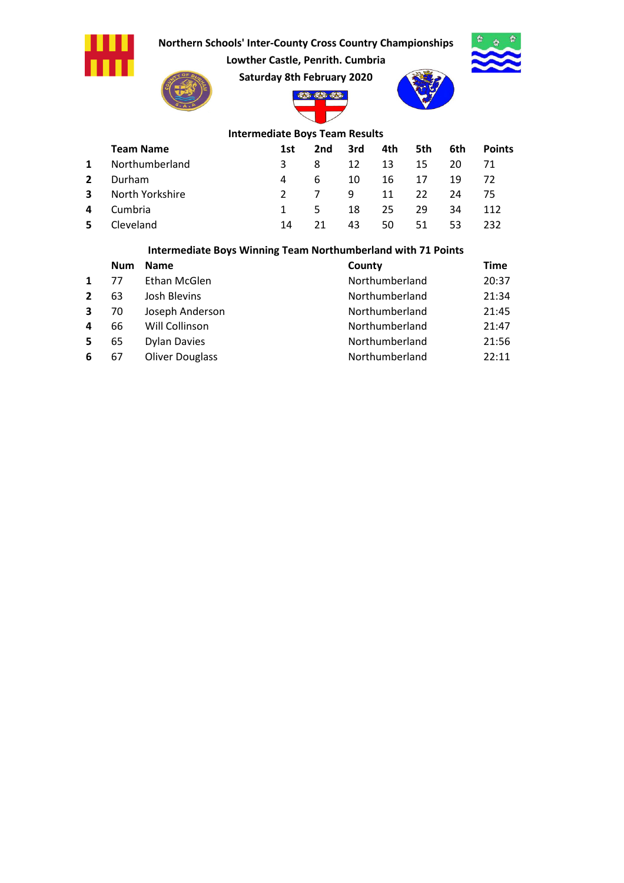**Northern Schools' Inter-County Cross Country Championships**

**Lowther Castle, Penrith. Cumbria**

**Saturday 8th February 2020**

**Intermediate Boys Team Results**

| | Team Name | 1st | 2nd | 3rd | 4th | 5th | 6th | Points |
|---|---|---|---|---|---|---|---|---|
| **1** | Northumberland | 3 | 8 | 12 | 13 | 15 | 20 | 71 |
| **2** | Durham | 4 | 6 | 10 | 16 | 17 | 19 | 72 |
| **3** | North Yorkshire | 2 | 7 | 9 | 11 | 22 | 24 | 75 |
| **4** | Cumbria | 1 | 5 | 18 | 25 | 29 | 34 | 112 |
| **5** | Cleveland | 14 | 21 | 43 | 50 | 51 | 53 | 232 |

**Intermediate Boys Winning Team Northumberland with 71 Points**

| | Num | Name | County | Time |
|---|---|---|---|---|
| **1** | 77 | Ethan McGlen | Northumberland | 20:37 |
| **2** | 63 | Josh Blevins | Northumberland | 21:34 |
| **3** | 70 | Joseph Anderson | Northumberland | 21:45 |
| **4** | 66 | Will Collinson | Northumberland | 21:47 |
| **5** | 65 | Dylan Davies | Northumberland | 21:56 |
| **6** | 67 | Oliver Douglass | Northumberland | 22:11 |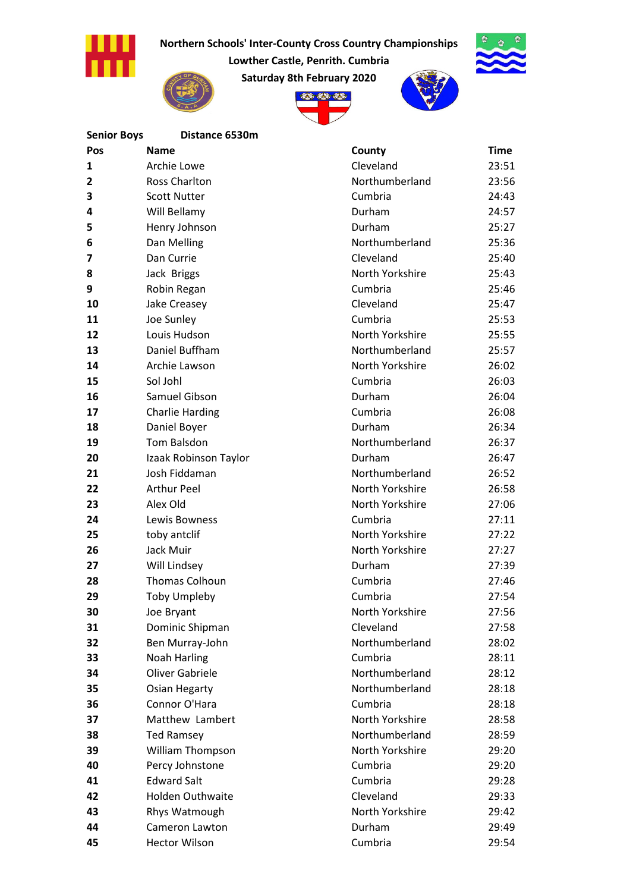**Northern Schools' Inter-County Cross Country Championships**

**Lowther Castle, Penrith. Cumbria**

**Saturday 8th February 2020**

**Senior Boys** **Distance 6530m**

| Pos | Name | County | Time |
|---|---|---|---|
| 1 | Archie Lowe | Cleveland | 23:51 |
| 2 | Ross Charlton | Northumberland | 23:56 |
| 3 | Scott Nutter | Cumbria | 24:43 |
| 4 | Will Bellamy | Durham | 24:57 |
| 5 | Henry Johnson | Durham | 25:27 |
| 6 | Dan Melling | Northumberland | 25:36 |
| 7 | Dan Currie | Cleveland | 25:40 |
| 8 | Jack Briggs | North Yorkshire | 25:43 |
| 9 | Robin Regan | Cumbria | 25:46 |
| 10 | Jake Creasey | Cleveland | 25:47 |
| 11 | Joe Sunley | Cumbria | 25:53 |
| 12 | Louis Hudson | North Yorkshire | 25:55 |
| 13 | Daniel Buffham | Northumberland | 25:57 |
| 14 | Archie Lawson | North Yorkshire | 26:02 |
| 15 | Sol Johl | Cumbria | 26:03 |
| 16 | Samuel Gibson | Durham | 26:04 |
| 17 | Charlie Harding | Cumbria | 26:08 |
| 18 | Daniel Boyer | Durham | 26:34 |
| 19 | Tom Balsdon | Northumberland | 26:37 |
| 20 | Izaak Robinson Taylor | Durham | 26:47 |
| 21 | Josh Fiddaman | Northumberland | 26:52 |
| 22 | Arthur Peel | North Yorkshire | 26:58 |
| 23 | Alex Old | North Yorkshire | 27:06 |
| 24 | Lewis Bowness | Cumbria | 27:11 |
| 25 | toby antclif | North Yorkshire | 27:22 |
| 26 | Jack Muir | North Yorkshire | 27:27 |
| 27 | Will Lindsey | Durham | 27:39 |
| 28 | Thomas Colhoun | Cumbria | 27:46 |
| 29 | Toby Umpleby | Cumbria | 27:54 |
| 30 | Joe Bryant | North Yorkshire | 27:56 |
| 31 | Dominic Shipman | Cleveland | 27:58 |
| 32 | Ben Murray-John | Northumberland | 28:02 |
| 33 | Noah Harling | Cumbria | 28:11 |
| 34 | Oliver Gabriele | Northumberland | 28:12 |
| 35 | Osian Hegarty | Northumberland | 28:18 |
| 36 | Connor O'Hara | Cumbria | 28:18 |
| 37 | Matthew Lambert | North Yorkshire | 28:58 |
| 38 | Ted Ramsey | Northumberland | 28:59 |
| 39 | William Thompson | North Yorkshire | 29:20 |
| 40 | Percy Johnstone | Cumbria | 29:20 |
| 41 | Edward Salt | Cumbria | 29:28 |
| 42 | Holden Outhwaite | Cleveland | 29:33 |
| 43 | Rhys Watmough | North Yorkshire | 29:42 |
| 44 | Cameron Lawton | Durham | 29:49 |
| 45 | Hector Wilson | Cumbria | 29:54 |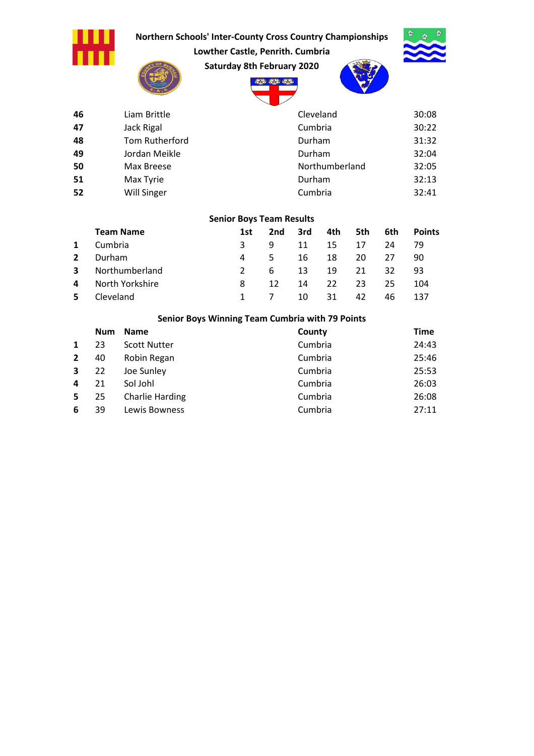**Northern Schools' Inter-County Cross Country Championships**

**Lowther Castle, Penrith. Cumbria**

**Saturday 8th February 2020**

| | | | |
|---|---|---|---|
| **46** | Liam Brittle | Cleveland | 30:08 |
| **47** | Jack Rigal | Cumbria | 30:22 |
| **48** | Tom Rutherford | Durham | 31:32 |
| **49** | Jordan Meikle | Durham | 32:04 |
| **50** | Max Breese | Northumberland | 32:05 |
| **51** | Max Tyrie | Durham | 32:13 |
| **52** | Will Singer | Cumbria | 32:41 |

**Senior Boys Team Results**

| | Team Name | 1st | 2nd | 3rd | 4th | 5th | 6th | Points |
|---|---|---|---|---|---|---|---|---|
| **1** | Cumbria | 3 | 9 | 11 | 15 | 17 | 24 | 79 |
| **2** | Durham | 4 | 5 | 16 | 18 | 20 | 27 | 90 |
| **3** | Northumberland | 2 | 6 | 13 | 19 | 21 | 32 | 93 |
| **4** | North Yorkshire | 8 | 12 | 14 | 22 | 23 | 25 | 104 |
| **5** | Cleveland | 1 | 7 | 10 | 31 | 42 | 46 | 137 |

**Senior Boys Winning Team Cumbria with 79 Points**

| | Num | Name | County | Time |
|---|---|---|---|---|
| **1** | 23 | Scott Nutter | Cumbria | 24:43 |
| **2** | 40 | Robin Regan | Cumbria | 25:46 |
| **3** | 22 | Joe Sunley | Cumbria | 25:53 |
| **4** | 21 | Sol Johl | Cumbria | 26:03 |
| **5** | 25 | Charlie Harding | Cumbria | 26:08 |
| **6** | 39 | Lewis Bowness | Cumbria | 27:11 |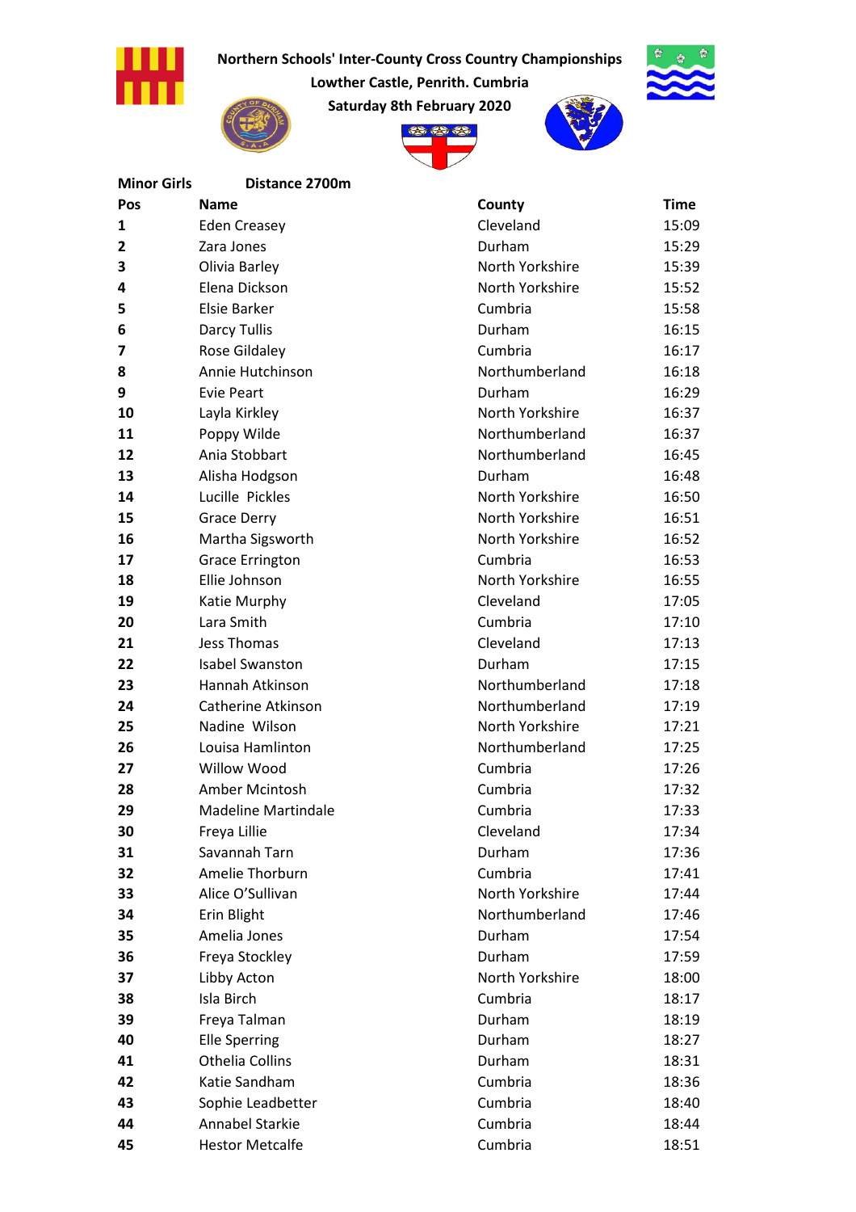**Northern Schools' Inter-County Cross Country Championships**

**Lowther Castle, Penrith. Cumbria**

**Saturday 8th February 2020**

**Minor Girls** **Distance 2700m**

| Pos | Name | County | Time |
|---|---|---|---|
| 1 | Eden Creasey | Cleveland | 15:09 |
| 2 | Zara Jones | Durham | 15:29 |
| 3 | Olivia Barley | North Yorkshire | 15:39 |
| 4 | Elena Dickson | North Yorkshire | 15:52 |
| 5 | Elsie Barker | Cumbria | 15:58 |
| 6 | Darcy Tullis | Durham | 16:15 |
| 7 | Rose Gildaley | Cumbria | 16:17 |
| 8 | Annie Hutchinson | Northumberland | 16:18 |
| 9 | Evie Peart | Durham | 16:29 |
| 10 | Layla Kirkley | North Yorkshire | 16:37 |
| 11 | Poppy Wilde | Northumberland | 16:37 |
| 12 | Ania Stobbart | Northumberland | 16:45 |
| 13 | Alisha Hodgson | Durham | 16:48 |
| 14 | Lucille Pickles | North Yorkshire | 16:50 |
| 15 | Grace Derry | North Yorkshire | 16:51 |
| 16 | Martha Sigsworth | North Yorkshire | 16:52 |
| 17 | Grace Errington | Cumbria | 16:53 |
| 18 | Ellie Johnson | North Yorkshire | 16:55 |
| 19 | Katie Murphy | Cleveland | 17:05 |
| 20 | Lara Smith | Cumbria | 17:10 |
| 21 | Jess Thomas | Cleveland | 17:13 |
| 22 | Isabel Swanston | Durham | 17:15 |
| 23 | Hannah Atkinson | Northumberland | 17:18 |
| 24 | Catherine Atkinson | Northumberland | 17:19 |
| 25 | Nadine Wilson | North Yorkshire | 17:21 |
| 26 | Louisa Hamlinton | Northumberland | 17:25 |
| 27 | Willow Wood | Cumbria | 17:26 |
| 28 | Amber Mcintosh | Cumbria | 17:32 |
| 29 | Madeline Martindale | Cumbria | 17:33 |
| 30 | Freya Lillie | Cleveland | 17:34 |
| 31 | Savannah Tarn | Durham | 17:36 |
| 32 | Amelie Thorburn | Cumbria | 17:41 |
| 33 | Alice O'Sullivan | North Yorkshire | 17:44 |
| 34 | Erin Blight | Northumberland | 17:46 |
| 35 | Amelia Jones | Durham | 17:54 |
| 36 | Freya Stockley | Durham | 17:59 |
| 37 | Libby Acton | North Yorkshire | 18:00 |
| 38 | Isla Birch | Cumbria | 18:17 |
| 39 | Freya Talman | Durham | 18:19 |
| 40 | Elle Sperring | Durham | 18:27 |
| 41 | Othelia Collins | Durham | 18:31 |
| 42 | Katie Sandham | Cumbria | 18:36 |
| 43 | Sophie Leadbetter | Cumbria | 18:40 |
| 44 | Annabel Starkie | Cumbria | 18:44 |
| 45 | Hestor Metcalfe | Cumbria | 18:51 |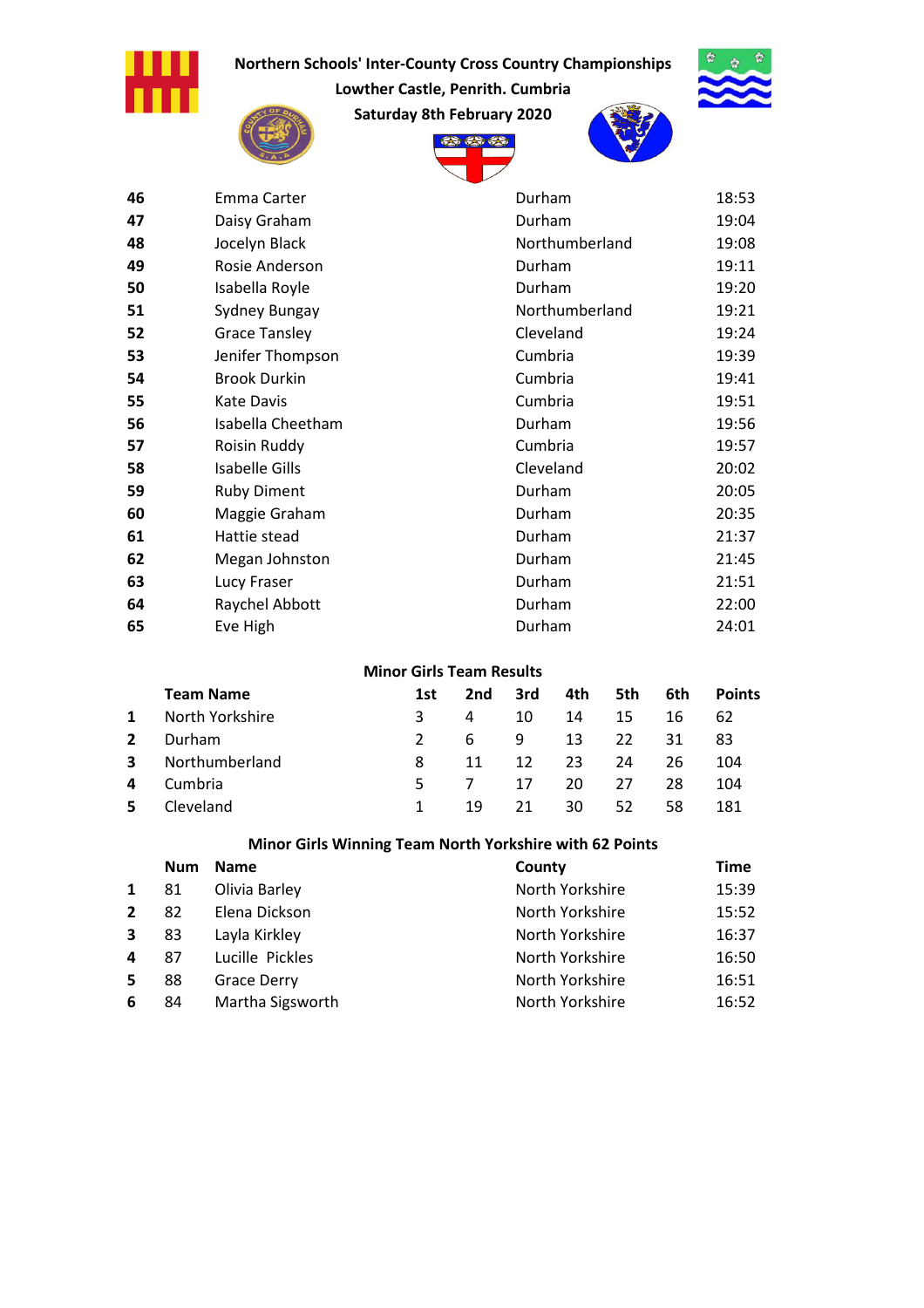**Northern Schools' Inter-County Cross Country Championships**

**Lowther Castle, Penrith. Cumbria**

**Saturday 8th February 2020**

| | | | |
|---|---|---|---|
| **46** | Emma Carter | Durham | 18:53 |
| **47** | Daisy Graham | Durham | 19:04 |
| **48** | Jocelyn Black | Northumberland | 19:08 |
| **49** | Rosie Anderson | Durham | 19:11 |
| **50** | Isabella Royle | Durham | 19:20 |
| **51** | Sydney Bungay | Northumberland | 19:21 |
| **52** | Grace Tansley | Cleveland | 19:24 |
| **53** | Jenifer Thompson | Cumbria | 19:39 |
| **54** | Brook Durkin | Cumbria | 19:41 |
| **55** | Kate Davis | Cumbria | 19:51 |
| **56** | Isabella Cheetham | Durham | 19:56 |
| **57** | Roisin Ruddy | Cumbria | 19:57 |
| **58** | Isabelle Gills | Cleveland | 20:02 |
| **59** | Ruby Diment | Durham | 20:05 |
| **60** | Maggie Graham | Durham | 20:35 |
| **61** | Hattie stead | Durham | 21:37 |
| **62** | Megan Johnston | Durham | 21:45 |
| **63** | Lucy Fraser | Durham | 21:51 |
| **64** | Raychel Abbott | Durham | 22:00 |
| **65** | Eve High | Durham | 24:01 |

**Minor Girls Team Results**

| | **Team Name** | **1st** | **2nd** | **3rd** | **4th** | **5th** | **6th** | **Points** |
|---|---|---|---|---|---|---|---|---|
| **1** | North Yorkshire | 3 | 4 | 10 | 14 | 15 | 16 | 62 |
| **2** | Durham | 2 | 6 | 9 | 13 | 22 | 31 | 83 |
| **3** | Northumberland | 8 | 11 | 12 | 23 | 24 | 26 | 104 |
| **4** | Cumbria | 5 | 7 | 17 | 20 | 27 | 28 | 104 |
| **5** | Cleveland | 1 | 19 | 21 | 30 | 52 | 58 | 181 |

**Minor Girls Winning Team North Yorkshire with 62 Points**

| | **Num** | **Name** | **County** | **Time** |
|---|---|---|---|---|
| **1** | 81 | Olivia Barley | North Yorkshire | 15:39 |
| **2** | 82 | Elena Dickson | North Yorkshire | 15:52 |
| **3** | 83 | Layla Kirkley | North Yorkshire | 16:37 |
| **4** | 87 | Lucille Pickles | North Yorkshire | 16:50 |
| **5** | 88 | Grace Derry | North Yorkshire | 16:51 |
| **6** | 84 | Martha Sigsworth | North Yorkshire | 16:52 |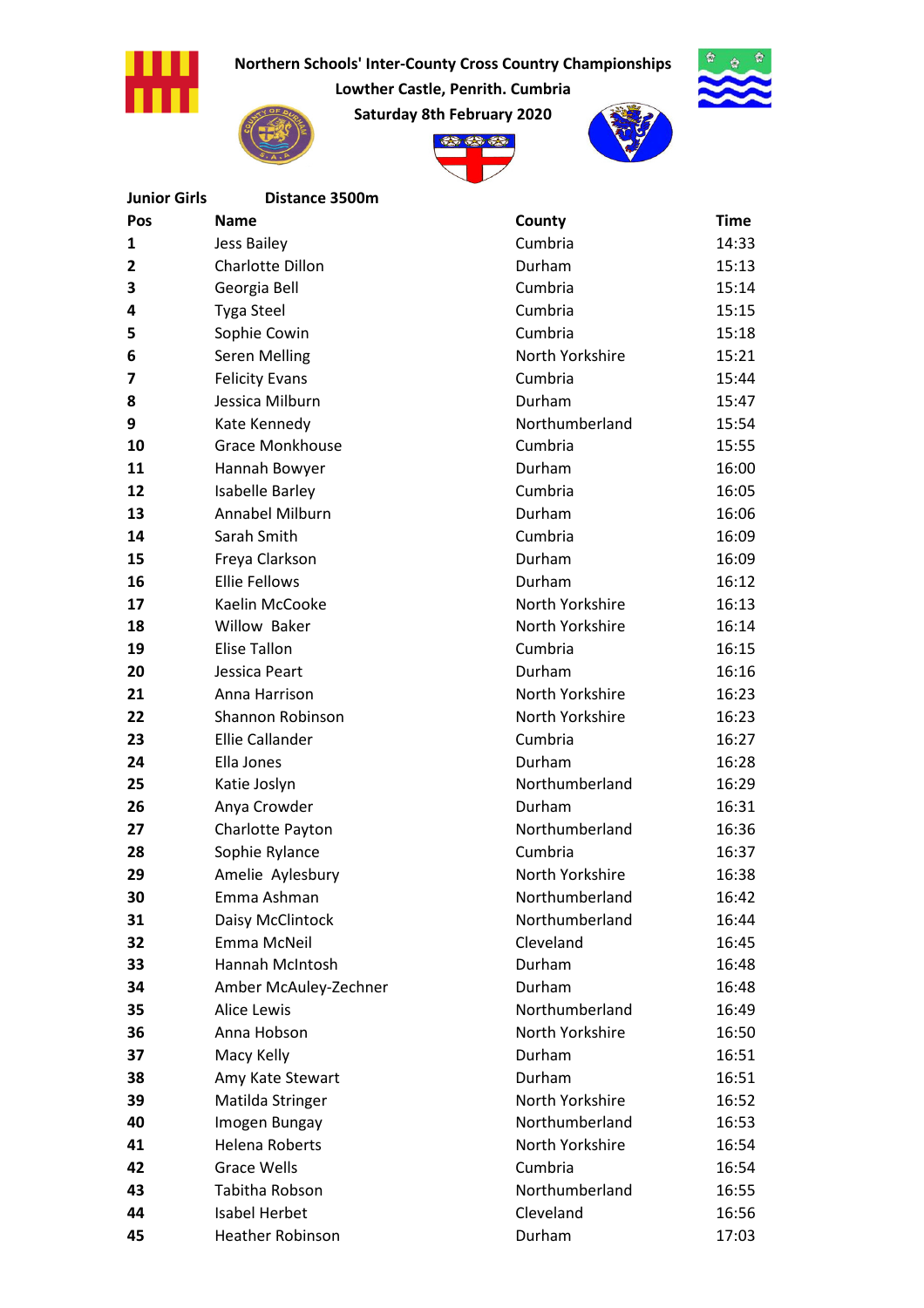**Northern Schools' Inter-County Cross Country Championships**

**Lowther Castle, Penrith. Cumbria**

**Saturday 8th February 2020**

**Junior Girls** **Distance 3500m**

| Pos | Name | County | Time |
|---|---|---|---|
| 1 | Jess Bailey | Cumbria | 14:33 |
| 2 | Charlotte Dillon | Durham | 15:13 |
| 3 | Georgia Bell | Cumbria | 15:14 |
| 4 | Tyga Steel | Cumbria | 15:15 |
| 5 | Sophie Cowin | Cumbria | 15:18 |
| 6 | Seren Melling | North Yorkshire | 15:21 |
| 7 | Felicity Evans | Cumbria | 15:44 |
| 8 | Jessica Milburn | Durham | 15:47 |
| 9 | Kate Kennedy | Northumberland | 15:54 |
| 10 | Grace Monkhouse | Cumbria | 15:55 |
| 11 | Hannah Bowyer | Durham | 16:00 |
| 12 | Isabelle Barley | Cumbria | 16:05 |
| 13 | Annabel Milburn | Durham | 16:06 |
| 14 | Sarah Smith | Cumbria | 16:09 |
| 15 | Freya Clarkson | Durham | 16:09 |
| 16 | Ellie Fellows | Durham | 16:12 |
| 17 | Kaelin McCooke | North Yorkshire | 16:13 |
| 18 | Willow Baker | North Yorkshire | 16:14 |
| 19 | Elise Tallon | Cumbria | 16:15 |
| 20 | Jessica Peart | Durham | 16:16 |
| 21 | Anna Harrison | North Yorkshire | 16:23 |
| 22 | Shannon Robinson | North Yorkshire | 16:23 |
| 23 | Ellie Callander | Cumbria | 16:27 |
| 24 | Ella Jones | Durham | 16:28 |
| 25 | Katie Joslyn | Northumberland | 16:29 |
| 26 | Anya Crowder | Durham | 16:31 |
| 27 | Charlotte Payton | Northumberland | 16:36 |
| 28 | Sophie Rylance | Cumbria | 16:37 |
| 29 | Amelie Aylesbury | North Yorkshire | 16:38 |
| 30 | Emma Ashman | Northumberland | 16:42 |
| 31 | Daisy McClintock | Northumberland | 16:44 |
| 32 | Emma McNeil | Cleveland | 16:45 |
| 33 | Hannah McIntosh | Durham | 16:48 |
| 34 | Amber McAuley-Zechner | Durham | 16:48 |
| 35 | Alice Lewis | Northumberland | 16:49 |
| 36 | Anna Hobson | North Yorkshire | 16:50 |
| 37 | Macy Kelly | Durham | 16:51 |
| 38 | Amy Kate Stewart | Durham | 16:51 |
| 39 | Matilda Stringer | North Yorkshire | 16:52 |
| 40 | Imogen Bungay | Northumberland | 16:53 |
| 41 | Helena Roberts | North Yorkshire | 16:54 |
| 42 | Grace Wells | Cumbria | 16:54 |
| 43 | Tabitha Robson | Northumberland | 16:55 |
| 44 | Isabel Herbet | Cleveland | 16:56 |
| 45 | Heather Robinson | Durham | 17:03 |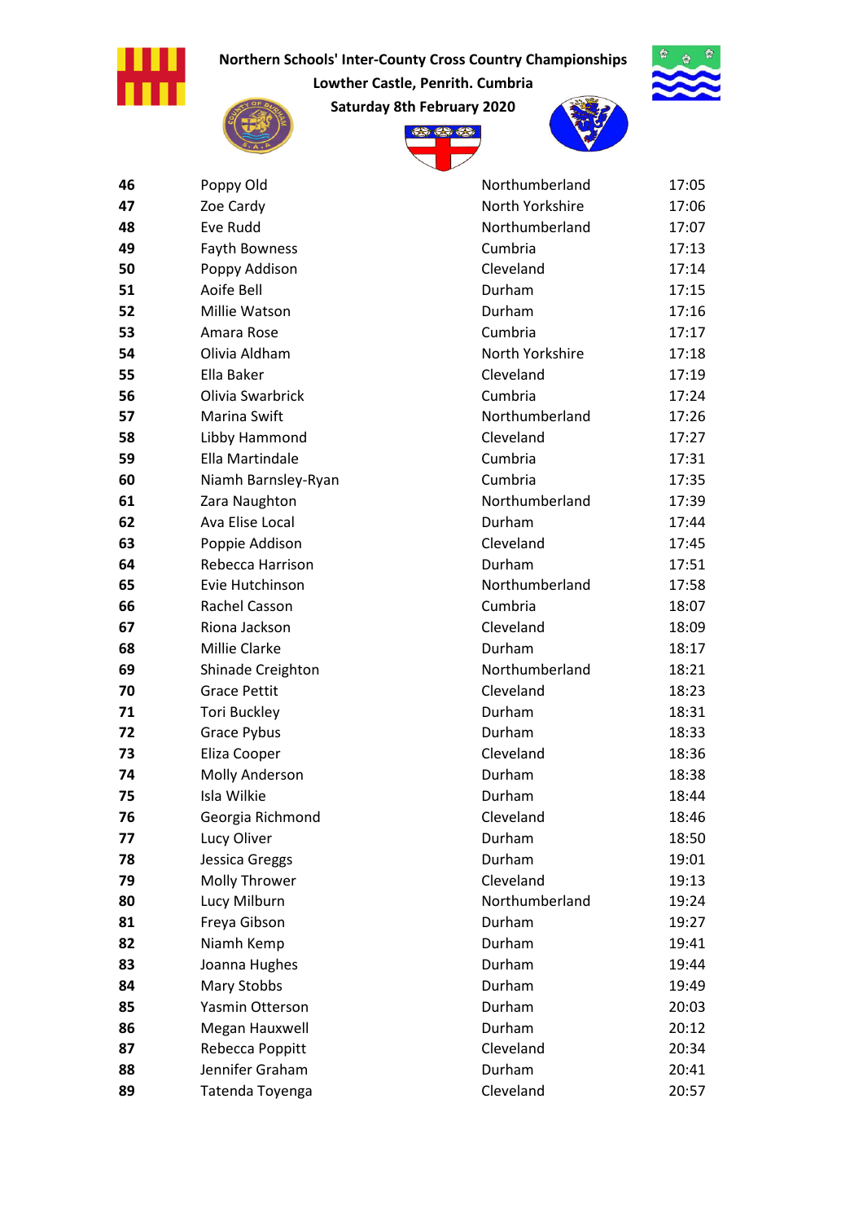**Northern Schools' Inter-County Cross Country Championships**

**Lowther Castle, Penrith. Cumbria**

**Saturday 8th February 2020**

| | | | |
|---|---|---|---|
| **46** | Poppy Old | Northumberland | 17:05 |
| **47** | Zoe Cardy | North Yorkshire | 17:06 |
| **48** | Eve Rudd | Northumberland | 17:07 |
| **49** | Fayth Bowness | Cumbria | 17:13 |
| **50** | Poppy Addison | Cleveland | 17:14 |
| **51** | Aoife Bell | Durham | 17:15 |
| **52** | Millie Watson | Durham | 17:16 |
| **53** | Amara Rose | Cumbria | 17:17 |
| **54** | Olivia Aldham | North Yorkshire | 17:18 |
| **55** | Ella Baker | Cleveland | 17:19 |
| **56** | Olivia Swarbrick | Cumbria | 17:24 |
| **57** | Marina Swift | Northumberland | 17:26 |
| **58** | Libby Hammond | Cleveland | 17:27 |
| **59** | Ella Martindale | Cumbria | 17:31 |
| **60** | Niamh Barnsley-Ryan | Cumbria | 17:35 |
| **61** | Zara Naughton | Northumberland | 17:39 |
| **62** | Ava Elise Local | Durham | 17:44 |
| **63** | Poppie Addison | Cleveland | 17:45 |
| **64** | Rebecca Harrison | Durham | 17:51 |
| **65** | Evie Hutchinson | Northumberland | 17:58 |
| **66** | Rachel Casson | Cumbria | 18:07 |
| **67** | Riona Jackson | Cleveland | 18:09 |
| **68** | Millie Clarke | Durham | 18:17 |
| **69** | Shinade Creighton | Northumberland | 18:21 |
| **70** | Grace Pettit | Cleveland | 18:23 |
| **71** | Tori Buckley | Durham | 18:31 |
| **72** | Grace Pybus | Durham | 18:33 |
| **73** | Eliza Cooper | Cleveland | 18:36 |
| **74** | Molly Anderson | Durham | 18:38 |
| **75** | Isla Wilkie | Durham | 18:44 |
| **76** | Georgia Richmond | Cleveland | 18:46 |
| **77** | Lucy Oliver | Durham | 18:50 |
| **78** | Jessica Greggs | Durham | 19:01 |
| **79** | Molly Thrower | Cleveland | 19:13 |
| **80** | Lucy Milburn | Northumberland | 19:24 |
| **81** | Freya Gibson | Durham | 19:27 |
| **82** | Niamh Kemp | Durham | 19:41 |
| **83** | Joanna Hughes | Durham | 19:44 |
| **84** | Mary Stobbs | Durham | 19:49 |
| **85** | Yasmin Otterson | Durham | 20:03 |
| **86** | Megan Hauxwell | Durham | 20:12 |
| **87** | Rebecca Poppitt | Cleveland | 20:34 |
| **88** | Jennifer Graham | Durham | 20:41 |
| **89** | Tatenda Toyenga | Cleveland | 20:57 |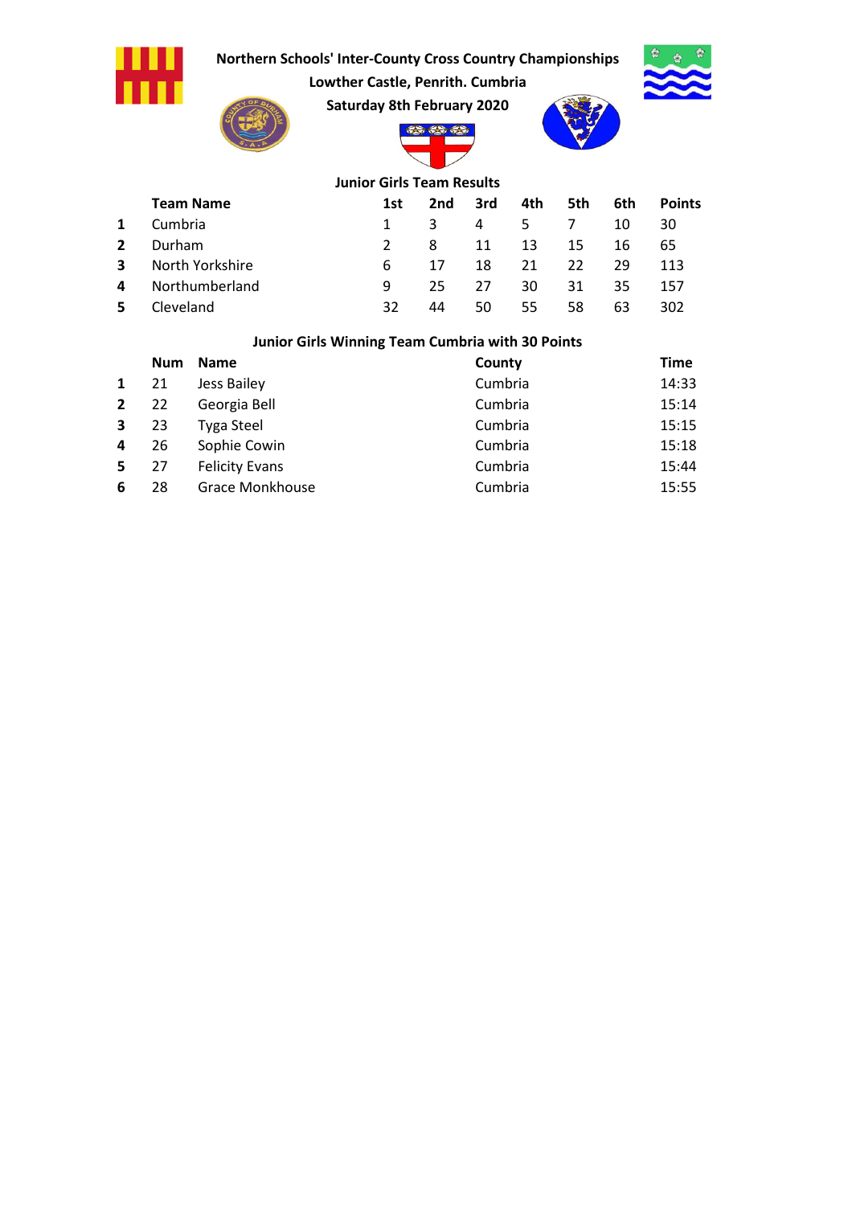**Northern Schools' Inter-County Cross Country Championships**

**Lowther Castle, Penrith. Cumbria**

**Saturday 8th February 2020**

**Junior Girls Team Results**

| | Team Name | 1st | 2nd | 3rd | 4th | 5th | 6th | Points |
|---|---|---|---|---|---|---|---|---|
| **1** | Cumbria | 1 | 3 | 4 | 5 | 7 | 10 | 30 |
| **2** | Durham | 2 | 8 | 11 | 13 | 15 | 16 | 65 |
| **3** | North Yorkshire | 6 | 17 | 18 | 21 | 22 | 29 | 113 |
| **4** | Northumberland | 9 | 25 | 27 | 30 | 31 | 35 | 157 |
| **5** | Cleveland | 32 | 44 | 50 | 55 | 58 | 63 | 302 |

**Junior Girls Winning Team Cumbria with 30 Points**

| | Num | Name | County | Time |
|---|---|---|---|---|
| **1** | 21 | Jess Bailey | Cumbria | 14:33 |
| **2** | 22 | Georgia Bell | Cumbria | 15:14 |
| **3** | 23 | Tyga Steel | Cumbria | 15:15 |
| **4** | 26 | Sophie Cowin | Cumbria | 15:18 |
| **5** | 27 | Felicity Evans | Cumbria | 15:44 |
| **6** | 28 | Grace Monkhouse | Cumbria | 15:55 |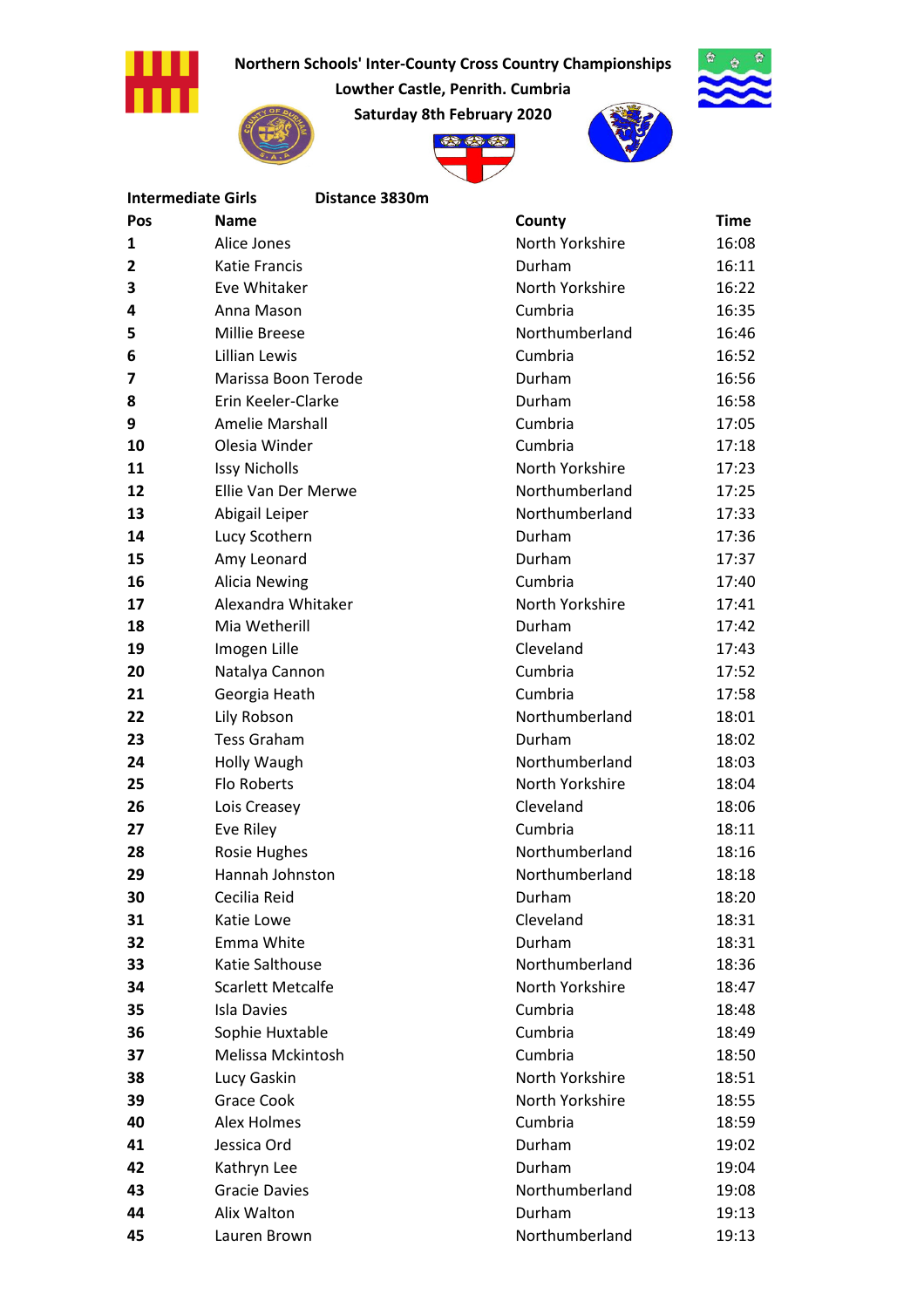**Northern Schools' Inter-County Cross Country Championships**

**Lowther Castle, Penrith. Cumbria**

**Saturday 8th February 2020**

**Intermediate Girls** **Distance 3830m**

| Pos | Name | County | Time |
|---|---|---|---|
| 1 | Alice Jones | North Yorkshire | 16:08 |
| 2 | Katie Francis | Durham | 16:11 |
| 3 | Eve Whitaker | North Yorkshire | 16:22 |
| 4 | Anna Mason | Cumbria | 16:35 |
| 5 | Millie Breese | Northumberland | 16:46 |
| 6 | Lillian Lewis | Cumbria | 16:52 |
| 7 | Marissa Boon Terode | Durham | 16:56 |
| 8 | Erin Keeler-Clarke | Durham | 16:58 |
| 9 | Amelie Marshall | Cumbria | 17:05 |
| 10 | Olesia Winder | Cumbria | 17:18 |
| 11 | Issy Nicholls | North Yorkshire | 17:23 |
| 12 | Ellie Van Der Merwe | Northumberland | 17:25 |
| 13 | Abigail Leiper | Northumberland | 17:33 |
| 14 | Lucy Scothern | Durham | 17:36 |
| 15 | Amy Leonard | Durham | 17:37 |
| 16 | Alicia Newing | Cumbria | 17:40 |
| 17 | Alexandra Whitaker | North Yorkshire | 17:41 |
| 18 | Mia Wetherill | Durham | 17:42 |
| 19 | Imogen Lille | Cleveland | 17:43 |
| 20 | Natalya Cannon | Cumbria | 17:52 |
| 21 | Georgia Heath | Cumbria | 17:58 |
| 22 | Lily Robson | Northumberland | 18:01 |
| 23 | Tess Graham | Durham | 18:02 |
| 24 | Holly Waugh | Northumberland | 18:03 |
| 25 | Flo Roberts | North Yorkshire | 18:04 |
| 26 | Lois Creasey | Cleveland | 18:06 |
| 27 | Eve Riley | Cumbria | 18:11 |
| 28 | Rosie Hughes | Northumberland | 18:16 |
| 29 | Hannah Johnston | Northumberland | 18:18 |
| 30 | Cecilia Reid | Durham | 18:20 |
| 31 | Katie Lowe | Cleveland | 18:31 |
| 32 | Emma White | Durham | 18:31 |
| 33 | Katie Salthouse | Northumberland | 18:36 |
| 34 | Scarlett Metcalfe | North Yorkshire | 18:47 |
| 35 | Isla Davies | Cumbria | 18:48 |
| 36 | Sophie Huxtable | Cumbria | 18:49 |
| 37 | Melissa Mckintosh | Cumbria | 18:50 |
| 38 | Lucy Gaskin | North Yorkshire | 18:51 |
| 39 | Grace Cook | North Yorkshire | 18:55 |
| 40 | Alex Holmes | Cumbria | 18:59 |
| 41 | Jessica Ord | Durham | 19:02 |
| 42 | Kathryn Lee | Durham | 19:04 |
| 43 | Gracie Davies | Northumberland | 19:08 |
| 44 | Alix Walton | Durham | 19:13 |
| 45 | Lauren Brown | Northumberland | 19:13 |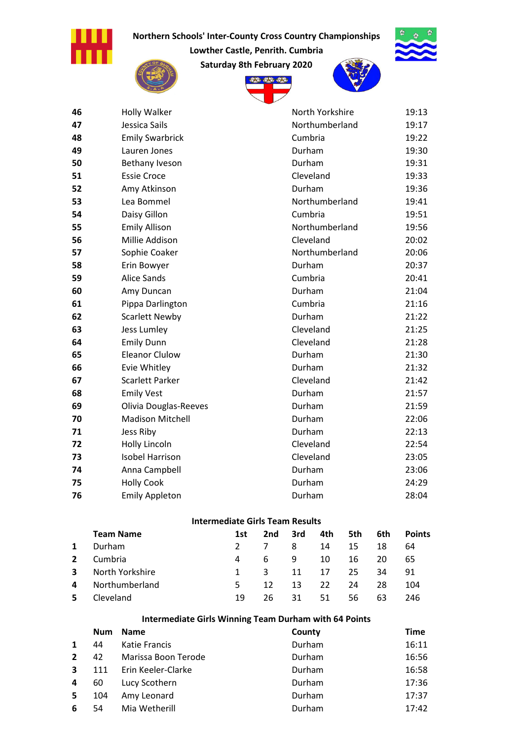# Northern Schools' Inter-County Cross Country Championships

**Lowther Castle, Penrith. Cumbria**

**Saturday 8th February 2020**

| | | | |
|---|---|---|---|
| **46** | Holly Walker | North Yorkshire | 19:13 |
| **47** | Jessica Sails | Northumberland | 19:17 |
| **48** | Emily Swarbrick | Cumbria | 19:22 |
| **49** | Lauren Jones | Durham | 19:30 |
| **50** | Bethany Iveson | Durham | 19:31 |
| **51** | Essie Croce | Cleveland | 19:33 |
| **52** | Amy Atkinson | Durham | 19:36 |
| **53** | Lea Bommel | Northumberland | 19:41 |
| **54** | Daisy Gillon | Cumbria | 19:51 |
| **55** | Emily Allison | Northumberland | 19:56 |
| **56** | Millie Addison | Cleveland | 20:02 |
| **57** | Sophie Coaker | Northumberland | 20:06 |
| **58** | Erin Bowyer | Durham | 20:37 |
| **59** | Alice Sands | Cumbria | 20:41 |
| **60** | Amy Duncan | Durham | 21:04 |
| **61** | Pippa Darlington | Cumbria | 21:16 |
| **62** | Scarlett Newby | Durham | 21:22 |
| **63** | Jess Lumley | Cleveland | 21:25 |
| **64** | Emily Dunn | Cleveland | 21:28 |
| **65** | Eleanor Clulow | Durham | 21:30 |
| **66** | Evie Whitley | Durham | 21:32 |
| **67** | Scarlett Parker | Cleveland | 21:42 |
| **68** | Emily Vest | Durham | 21:57 |
| **69** | Olivia Douglas-Reeves | Durham | 21:59 |
| **70** | Madison Mitchell | Durham | 22:06 |
| **71** | Jess Riby | Durham | 22:13 |
| **72** | Holly Lincoln | Cleveland | 22:54 |
| **73** | Isobel Harrison | Cleveland | 23:05 |
| **74** | Anna Campbell | Durham | 23:06 |
| **75** | Holly Cook | Durham | 24:29 |
| **76** | Emily Appleton | Durham | 28:04 |

**Intermediate Girls Team Results**

| | Team Name | 1st | 2nd | 3rd | 4th | 5th | 6th | Points |
|---|---|---|---|---|---|---|---|---|
| **1** | Durham | 2 | 7 | 8 | 14 | 15 | 18 | 64 |
| **2** | Cumbria | 4 | 6 | 9 | 10 | 16 | 20 | 65 |
| **3** | North Yorkshire | 1 | 3 | 11 | 17 | 25 | 34 | 91 |
| **4** | Northumberland | 5 | 12 | 13 | 22 | 24 | 28 | 104 |
| **5** | Cleveland | 19 | 26 | 31 | 51 | 56 | 63 | 246 |

**Intermediate Girls Winning Team Durham with 64 Points**

| | Num | Name | County | Time |
|---|---|---|---|---|
| **1** | 44 | Katie Francis | Durham | 16:11 |
| **2** | 42 | Marissa Boon Terode | Durham | 16:56 |
| **3** | 111 | Erin Keeler-Clarke | Durham | 16:58 |
| **4** | 60 | Lucy Scothern | Durham | 17:36 |
| **5** | 104 | Amy Leonard | Durham | 17:37 |
| **6** | 54 | Mia Wetherill | Durham | 17:42 |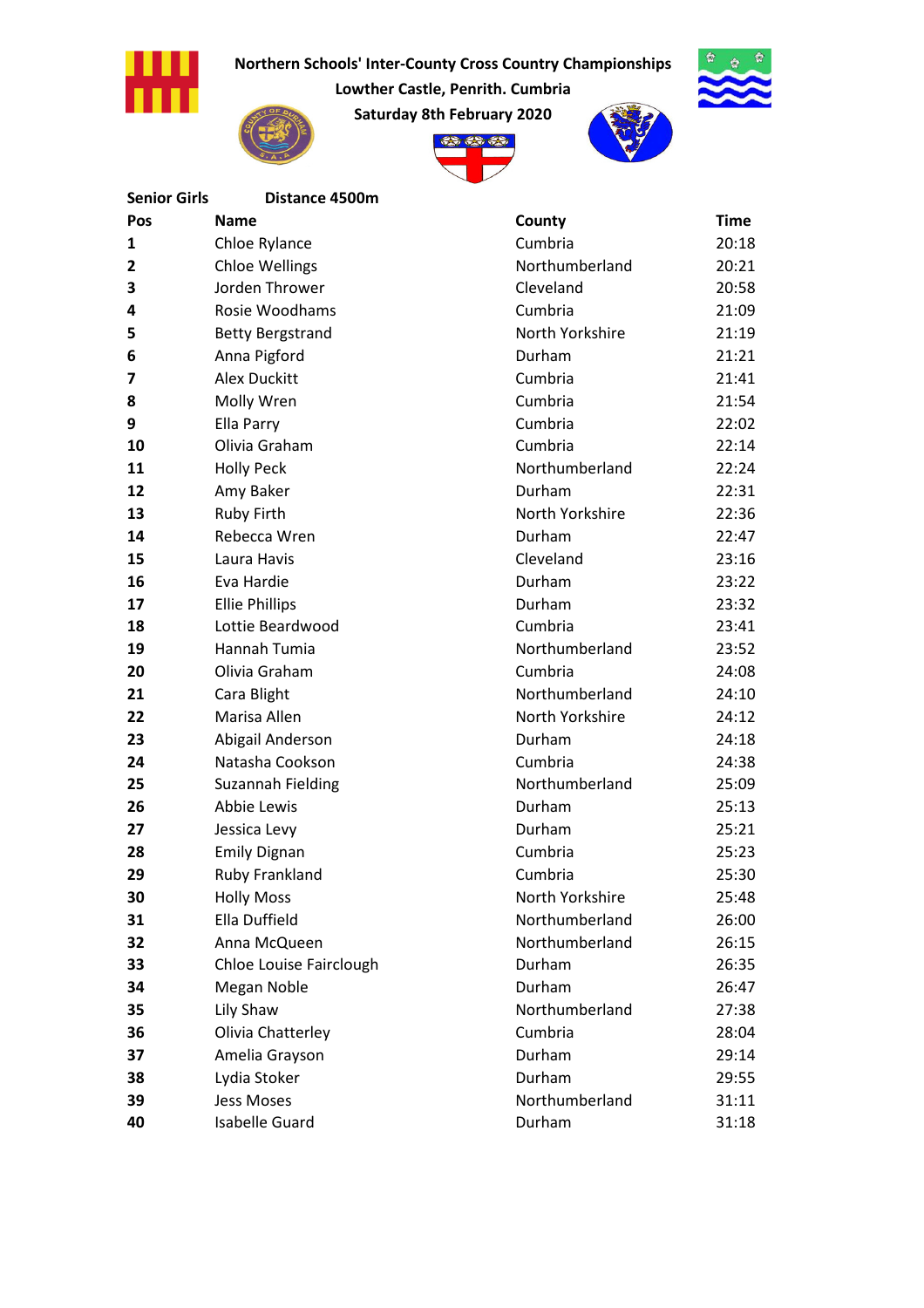**Northern Schools' Inter-County Cross Country Championships**

**Lowther Castle, Penrith. Cumbria**

**Saturday 8th February 2020**

**Senior Girls** **Distance 4500m**

| Pos | Name | County | Time |
|---|---|---|---|
| 1 | Chloe Rylance | Cumbria | 20:18 |
| 2 | Chloe Wellings | Northumberland | 20:21 |
| 3 | Jorden Thrower | Cleveland | 20:58 |
| 4 | Rosie Woodhams | Cumbria | 21:09 |
| 5 | Betty Bergstrand | North Yorkshire | 21:19 |
| 6 | Anna Pigford | Durham | 21:21 |
| 7 | Alex Duckitt | Cumbria | 21:41 |
| 8 | Molly Wren | Cumbria | 21:54 |
| 9 | Ella Parry | Cumbria | 22:02 |
| 10 | Olivia Graham | Cumbria | 22:14 |
| 11 | Holly Peck | Northumberland | 22:24 |
| 12 | Amy Baker | Durham | 22:31 |
| 13 | Ruby Firth | North Yorkshire | 22:36 |
| 14 | Rebecca Wren | Durham | 22:47 |
| 15 | Laura Havis | Cleveland | 23:16 |
| 16 | Eva Hardie | Durham | 23:22 |
| 17 | Ellie Phillips | Durham | 23:32 |
| 18 | Lottie Beardwood | Cumbria | 23:41 |
| 19 | Hannah Tumia | Northumberland | 23:52 |
| 20 | Olivia Graham | Cumbria | 24:08 |
| 21 | Cara Blight | Northumberland | 24:10 |
| 22 | Marisa Allen | North Yorkshire | 24:12 |
| 23 | Abigail Anderson | Durham | 24:18 |
| 24 | Natasha Cookson | Cumbria | 24:38 |
| 25 | Suzannah Fielding | Northumberland | 25:09 |
| 26 | Abbie Lewis | Durham | 25:13 |
| 27 | Jessica Levy | Durham | 25:21 |
| 28 | Emily Dignan | Cumbria | 25:23 |
| 29 | Ruby Frankland | Cumbria | 25:30 |
| 30 | Holly Moss | North Yorkshire | 25:48 |
| 31 | Ella Duffield | Northumberland | 26:00 |
| 32 | Anna McQueen | Northumberland | 26:15 |
| 33 | Chloe Louise Fairclough | Durham | 26:35 |
| 34 | Megan Noble | Durham | 26:47 |
| 35 | Lily Shaw | Northumberland | 27:38 |
| 36 | Olivia Chatterley | Cumbria | 28:04 |
| 37 | Amelia Grayson | Durham | 29:14 |
| 38 | Lydia Stoker | Durham | 29:55 |
| 39 | Jess Moses | Northumberland | 31:11 |
| 40 | Isabelle Guard | Durham | 31:18 |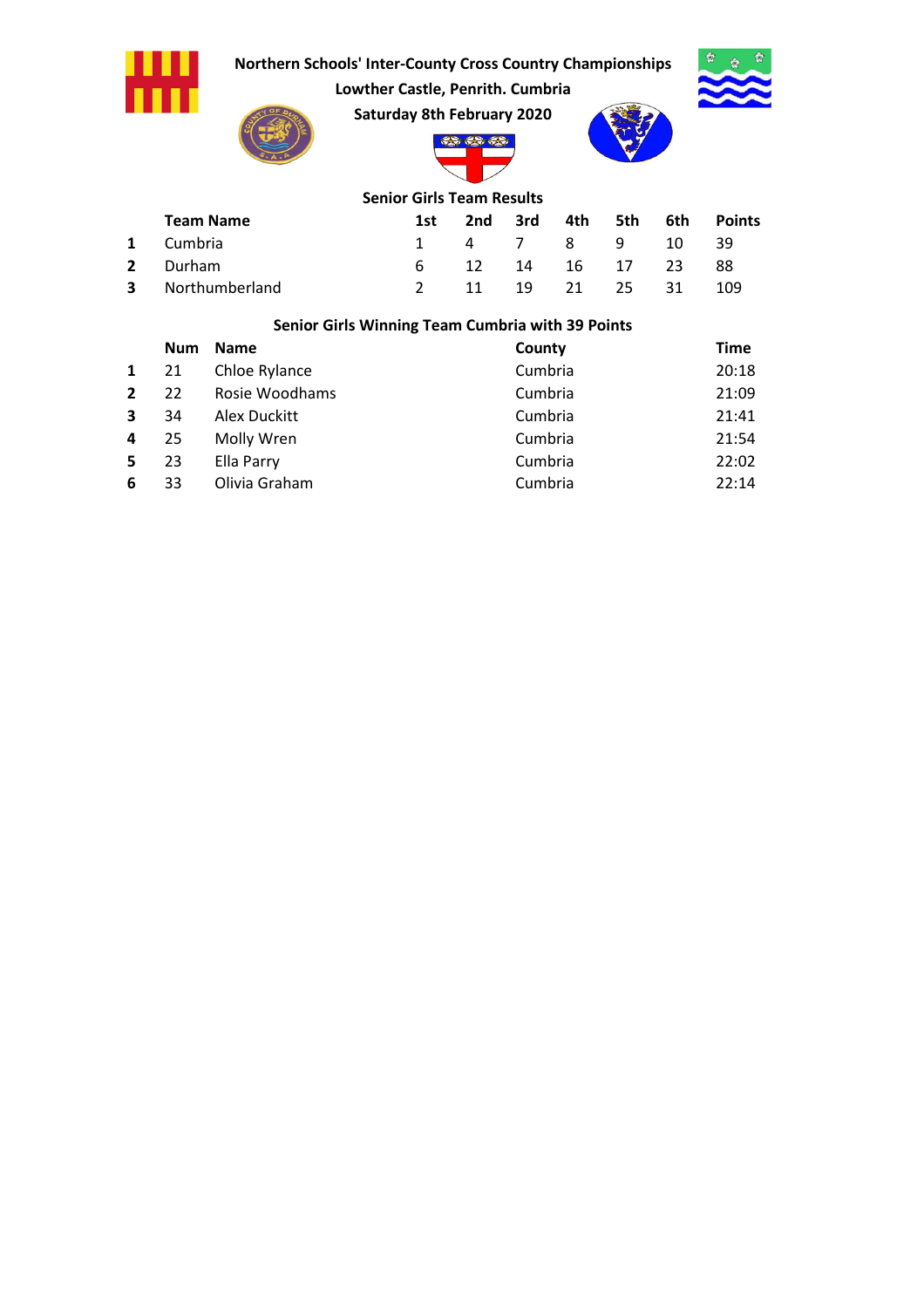**Northern Schools' Inter-County Cross Country Championships**

**Lowther Castle, Penrith. Cumbria**

**Saturday 8th February 2020**

**Senior Girls Team Results**

| | Team Name | 1st | 2nd | 3rd | 4th | 5th | 6th | Points |
|---|---|---|---|---|---|---|---|---|
| 1 | Cumbria | 1 | 4 | 7 | 8 | 9 | 10 | 39 |
| 2 | Durham | 6 | 12 | 14 | 16 | 17 | 23 | 88 |
| 3 | Northumberland | 2 | 11 | 19 | 21 | 25 | 31 | 109 |

**Senior Girls Winning Team Cumbria with 39 Points**

| | Num | Name | County | Time |
|---|---|---|---|---|
| 1 | 21 | Chloe Rylance | Cumbria | 20:18 |
| 2 | 22 | Rosie Woodhams | Cumbria | 21:09 |
| 3 | 34 | Alex Duckitt | Cumbria | 21:41 |
| 4 | 25 | Molly Wren | Cumbria | 21:54 |
| 5 | 23 | Ella Parry | Cumbria | 22:02 |
| 6 | 33 | Olivia Graham | Cumbria | 22:14 |